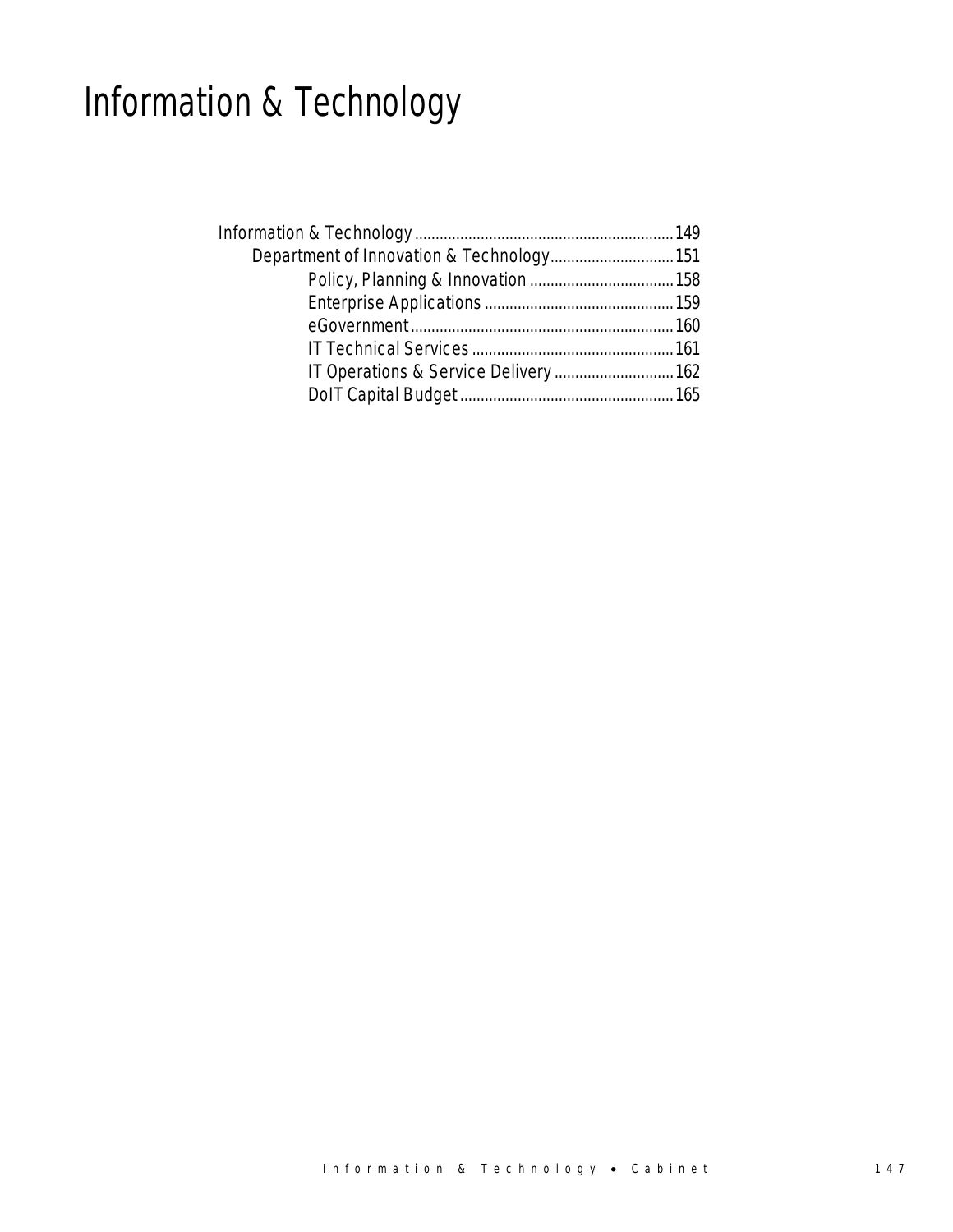# Information & Technology

- Information & Technology ............................................................ 149
  - Department of Innovation & Technology ............................ 151
    - Policy, Planning & Innovation ................................. 158
    - Enterprise Applications ......................................... 159
    - eGovernment ............................................................ 160
    - IT Technical Services ............................................. 161
    - IT Operations & Service Delivery ........................... 162
    - DoIT Capital Budget ................................................ 165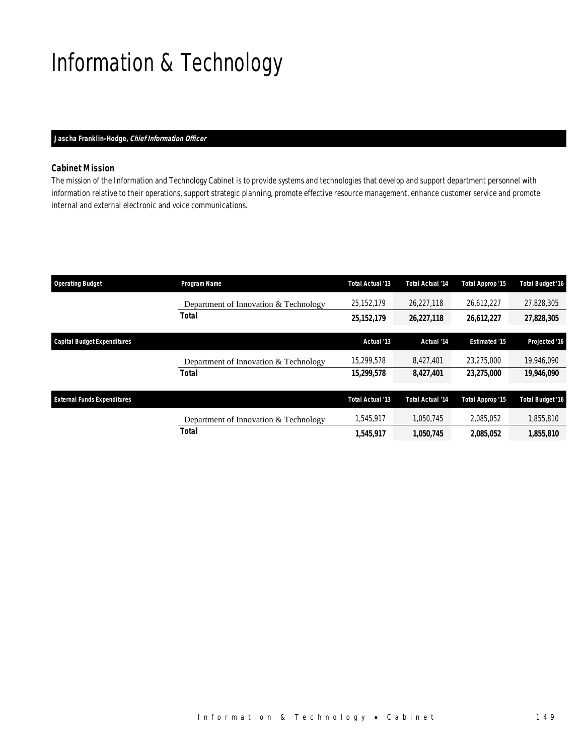# Information & Technology

**Jascha Franklin-Hodge, *Chief Information Officer***

### Cabinet Mission

The mission of the Information and Technology Cabinet is to provide systems and technologies that develop and support department personnel with information relative to their operations, support strategic planning, promote effective resource management, enhance customer service and promote internal and external electronic and voice communications.

| Operating Budget | Program Name | Total Actual '13 | Total Actual '14 | Total Approp '15 | Total Budget '16 |
|---|---|---|---|---|---|
| | Department of Innovation & Technology | 25,152,179 | 26,227,118 | 26,612,227 | 27,828,305 |
| | **Total** | **25,152,179** | **26,227,118** | **26,612,227** | **27,828,305** |

| Capital Budget Expenditures | | Actual '13 | Actual '14 | Estimated '15 | Projected '16 |
|---|---|---|---|---|---|
| | Department of Innovation & Technology | 15,299,578 | 8,427,401 | 23,275,000 | 19,946,090 |
| | **Total** | **15,299,578** | **8,427,401** | **23,275,000** | **19,946,090** |

| External Funds Expenditures | | Total Actual '13 | Total Actual '14 | Total Approp '15 | Total Budget '16 |
|---|---|---|---|---|---|
| | Department of Innovation & Technology | 1,545,917 | 1,050,745 | 2,085,052 | 1,855,810 |
| | **Total** | **1,545,917** | **1,050,745** | **2,085,052** | **1,855,810** |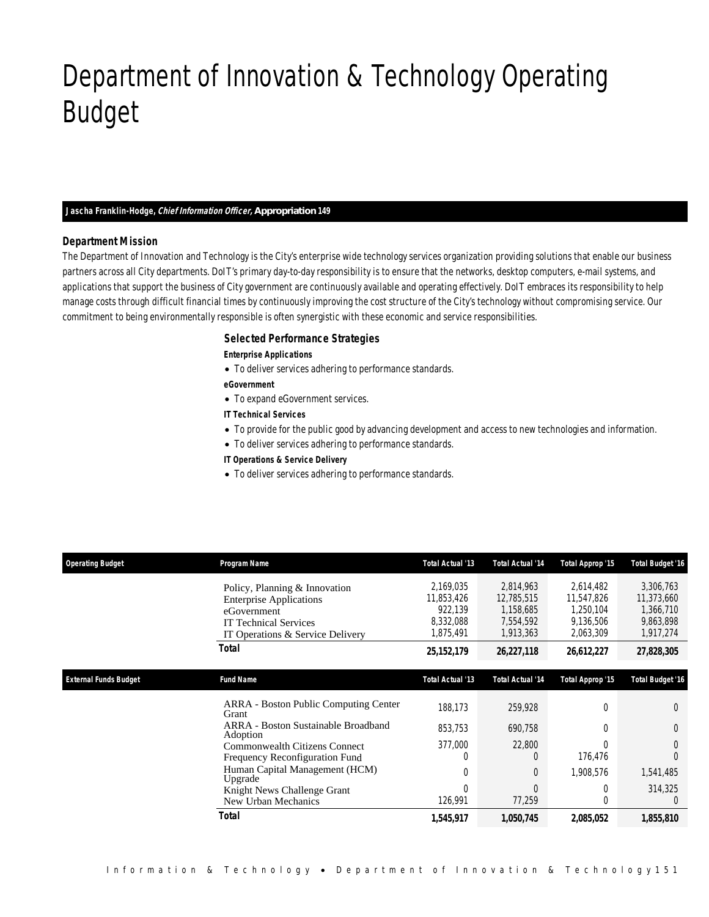# Department of Innovation & Technology Operating Budget

**Jascha Franklin-Hodge, *Chief Information Officer*, Appropriation 149**

### Department Mission

The Department of Innovation and Technology is the City's enterprise wide technology services organization providing solutions that enable our business partners across all City departments. DoIT's primary day-to-day responsibility is to ensure that the networks, desktop computers, e-mail systems, and applications that support the business of City government are continuously available and operating effectively. DoIT embraces its responsibility to help manage costs through difficult financial times by continuously improving the cost structure of the City's technology without compromising service. Our commitment to being environmentally responsible is often synergistic with these economic and service responsibilities.

### Selected Performance Strategies

**Enterprise Applications**

- To deliver services adhering to performance standards.

**eGovernment**

- To expand eGovernment services.

**IT Technical Services**

- To provide for the public good by advancing development and access to new technologies and information.
- To deliver services adhering to performance standards.

**IT Operations & Service Delivery**

- To deliver services adhering to performance standards.

| Operating Budget | Program Name | Total Actual '13 | Total Actual '14 | Total Approp '15 | Total Budget '16 |
|---|---|---|---|---|---|
| | Policy, Planning & Innovation | 2,169,035 | 2,814,963 | 2,614,482 | 3,306,763 |
| | Enterprise Applications | 11,853,426 | 12,785,515 | 11,547,826 | 11,373,660 |
| | eGovernment | 922,139 | 1,158,685 | 1,250,104 | 1,366,710 |
| | IT Technical Services | 8,332,088 | 7,554,592 | 9,136,506 | 9,863,898 |
| | IT Operations & Service Delivery | 1,875,491 | 1,913,363 | 2,063,309 | 1,917,274 |
| | **Total** | **25,152,179** | **26,227,118** | **26,612,227** | **27,828,305** |

| External Funds Budget | Fund Name | Total Actual '13 | Total Actual '14 | Total Approp '15 | Total Budget '16 |
|---|---|---|---|---|---|
| | ARRA - Boston Public Computing Center Grant | 188,173 | 259,928 | 0 | 0 |
| | ARRA - Boston Sustainable Broadband Adoption | 853,753 | 690,758 | 0 | 0 |
| | Commonwealth Citizens Connect | 377,000 | 22,800 | 0 | 0 |
| | Frequency Reconfiguration Fund | 0 | 0 | 176,476 | 0 |
| | Human Capital Management (HCM) Upgrade | 0 | 0 | 1,908,576 | 1,541,485 |
| | Knight News Challenge Grant | 0 | 0 | 0 | 314,325 |
| | New Urban Mechanics | 126,991 | 77,259 | 0 | 0 |
| | **Total** | **1,545,917** | **1,050,745** | **2,085,052** | **1,855,810** |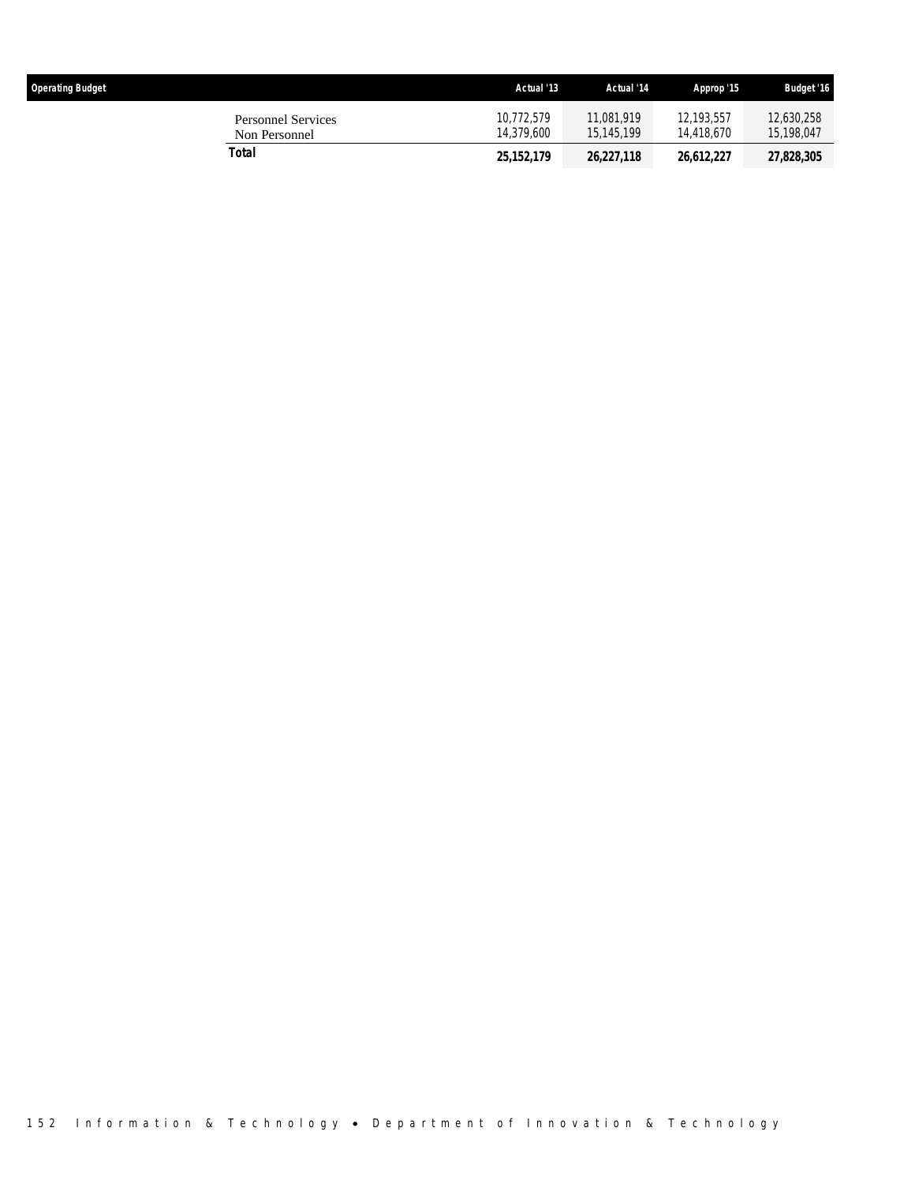| Operating Budget | Actual '13 | Actual '14 | Approp '15 | Budget '16 |
|---|---|---|---|---|
| Personnel Services | 10,772,579 | 11,081,919 | 12,193,557 | 12,630,258 |
| Non Personnel | 14,379,600 | 15,145,199 | 14,418,670 | 15,198,047 |
| **Total** | **25,152,179** | **26,227,118** | **26,612,227** | **27,828,305** |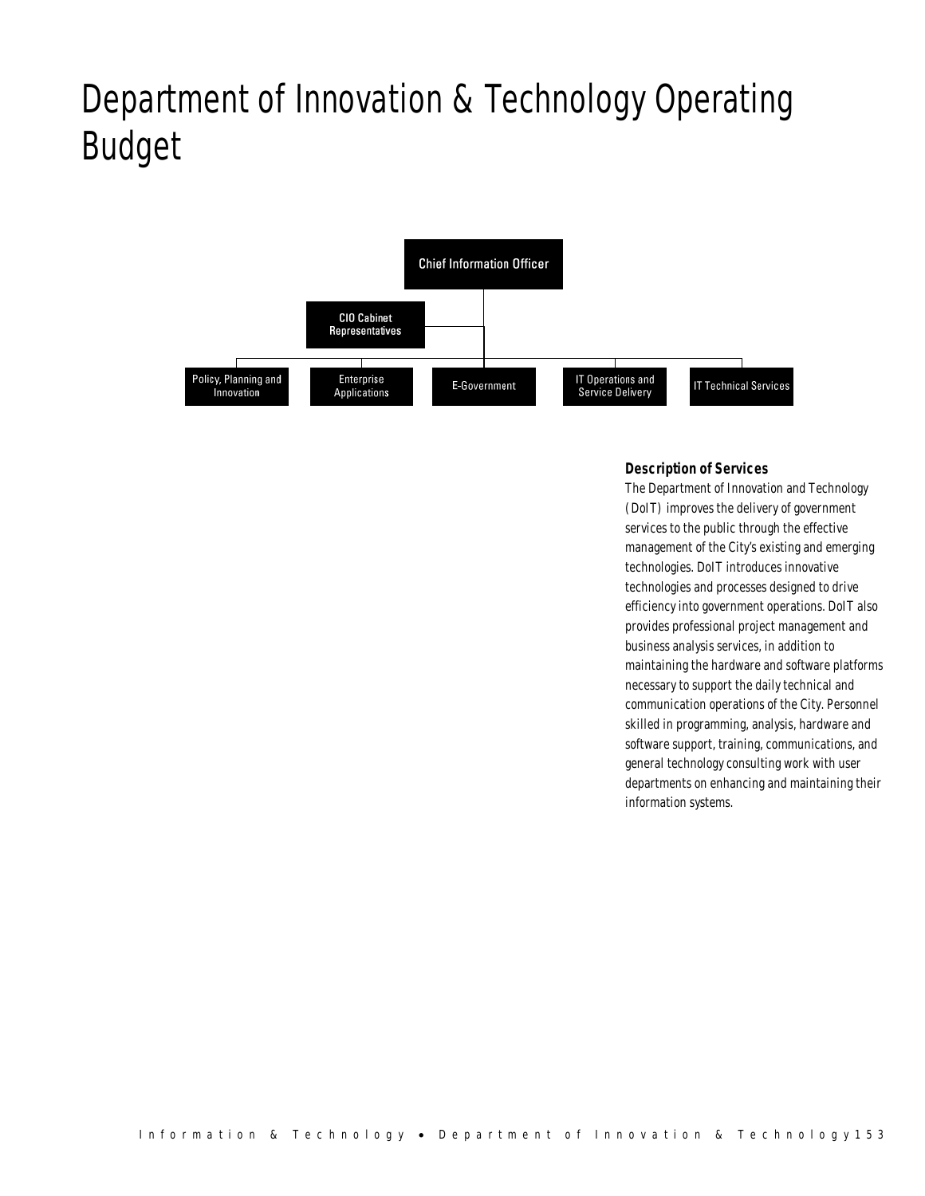# Department of Innovation & Technology Operating Budget

- Chief Information Officer
  - CIO Cabinet Representatives
  - Policy, Planning and Innovation
  - Enterprise Applications
  - E-Government
  - IT Operations and Service Delivery
  - IT Technical Services

**Description of Services**

The Department of Innovation and Technology (DoIT) improves the delivery of government services to the public through the effective management of the City's existing and emerging technologies. DoIT introduces innovative technologies and processes designed to drive efficiency into government operations. DoIT also provides professional project management and business analysis services, in addition to maintaining the hardware and software platforms necessary to support the daily technical and communication operations of the City. Personnel skilled in programming, analysis, hardware and software support, training, communications, and general technology consulting work with user departments on enhancing and maintaining their information systems.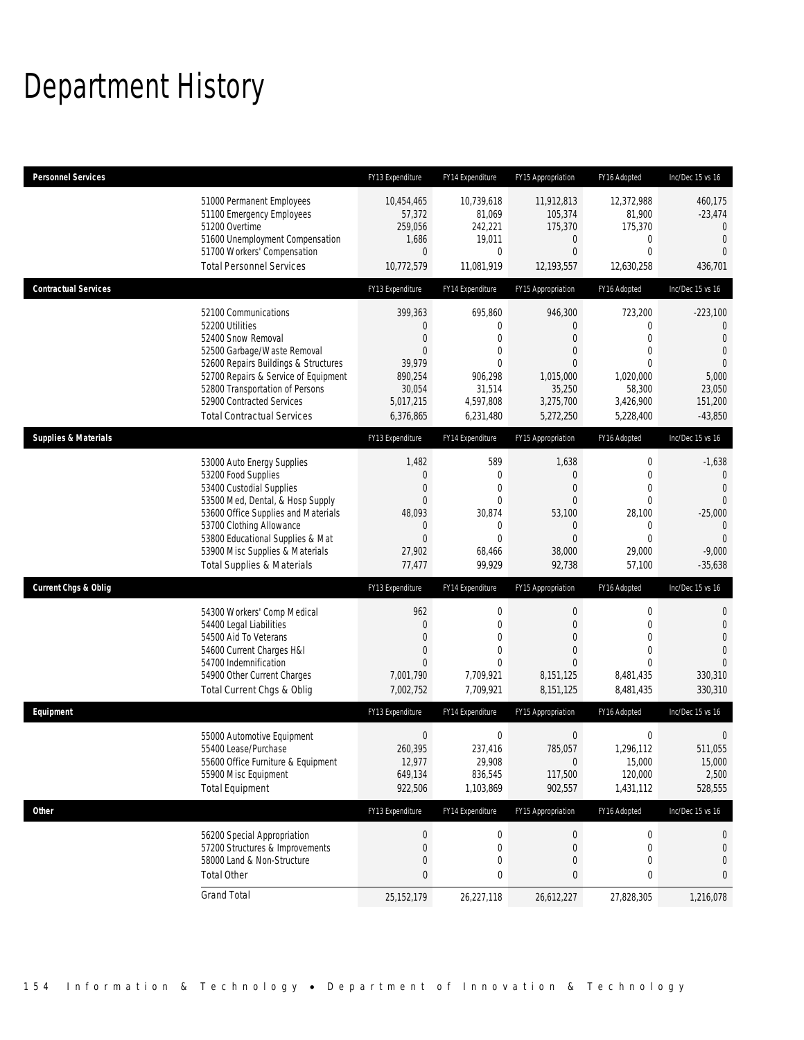# Department History

| Personnel Services | FY13 Expenditure | FY14 Expenditure | FY15 Appropriation | FY16 Adopted | Inc/Dec 15 vs 16 |
|---|---|---|---|---|---|
| 51000 Permanent Employees | 10,454,465 | 10,739,618 | 11,912,813 | 12,372,988 | 460,175 |
| 51100 Emergency Employees | 57,372 | 81,069 | 105,374 | 81,900 | -23,474 |
| 51200 Overtime | 259,056 | 242,221 | 175,370 | 175,370 | 0 |
| 51600 Unemployment Compensation | 1,686 | 19,011 | 0 | 0 | 0 |
| 51700 Workers' Compensation | 0 | 0 | 0 | 0 | 0 |
| Total Personnel Services | 10,772,579 | 11,081,919 | 12,193,557 | 12,630,258 | 436,701 |
| **Contractual Services** | **FY13 Expenditure** | **FY14 Expenditure** | **FY15 Appropriation** | **FY16 Adopted** | **Inc/Dec 15 vs 16** |
| 52100 Communications | 399,363 | 695,860 | 946,300 | 723,200 | -223,100 |
| 52200 Utilities | 0 | 0 | 0 | 0 | 0 |
| 52400 Snow Removal | 0 | 0 | 0 | 0 | 0 |
| 52500 Garbage/Waste Removal | 0 | 0 | 0 | 0 | 0 |
| 52600 Repairs Buildings & Structures | 39,979 | 0 | 0 | 0 | 0 |
| 52700 Repairs & Service of Equipment | 890,254 | 906,298 | 1,015,000 | 1,020,000 | 5,000 |
| 52800 Transportation of Persons | 30,054 | 31,514 | 35,250 | 58,300 | 23,050 |
| 52900 Contracted Services | 5,017,215 | 4,597,808 | 3,275,700 | 3,426,900 | 151,200 |
| Total Contractual Services | 6,376,865 | 6,231,480 | 5,272,250 | 5,228,400 | -43,850 |
| **Supplies & Materials** | **FY13 Expenditure** | **FY14 Expenditure** | **FY15 Appropriation** | **FY16 Adopted** | **Inc/Dec 15 vs 16** |
| 53000 Auto Energy Supplies | 1,482 | 589 | 1,638 | 0 | -1,638 |
| 53200 Food Supplies | 0 | 0 | 0 | 0 | 0 |
| 53400 Custodial Supplies | 0 | 0 | 0 | 0 | 0 |
| 53500 Med, Dental, & Hosp Supply | 0 | 0 | 0 | 0 | 0 |
| 53600 Office Supplies and Materials | 48,093 | 30,874 | 53,100 | 28,100 | -25,000 |
| 53700 Clothing Allowance | 0 | 0 | 0 | 0 | 0 |
| 53800 Educational Supplies & Mat | 0 | 0 | 0 | 0 | 0 |
| 53900 Misc Supplies & Materials | 27,902 | 68,466 | 38,000 | 29,000 | -9,000 |
| Total Supplies & Materials | 77,477 | 99,929 | 92,738 | 57,100 | -35,638 |
| **Current Chgs & Oblig** | **FY13 Expenditure** | **FY14 Expenditure** | **FY15 Appropriation** | **FY16 Adopted** | **Inc/Dec 15 vs 16** |
| 54300 Workers' Comp Medical | 962 | 0 | 0 | 0 | 0 |
| 54400 Legal Liabilities | 0 | 0 | 0 | 0 | 0 |
| 54500 Aid To Veterans | 0 | 0 | 0 | 0 | 0 |
| 54600 Current Charges H&I | 0 | 0 | 0 | 0 | 0 |
| 54700 Indemnification | 0 | 0 | 0 | 0 | 0 |
| 54900 Other Current Charges | 7,001,790 | 7,709,921 | 8,151,125 | 8,481,435 | 330,310 |
| Total Current Chgs & Oblig | 7,002,752 | 7,709,921 | 8,151,125 | 8,481,435 | 330,310 |
| **Equipment** | **FY13 Expenditure** | **FY14 Expenditure** | **FY15 Appropriation** | **FY16 Adopted** | **Inc/Dec 15 vs 16** |
| 55000 Automotive Equipment | 0 | 0 | 0 | 0 | 0 |
| 55400 Lease/Purchase | 260,395 | 237,416 | 785,057 | 1,296,112 | 511,055 |
| 55600 Office Furniture & Equipment | 12,977 | 29,908 | 0 | 15,000 | 15,000 |
| 55900 Misc Equipment | 649,134 | 836,545 | 117,500 | 120,000 | 2,500 |
| Total Equipment | 922,506 | 1,103,869 | 902,557 | 1,431,112 | 528,555 |
| **Other** | **FY13 Expenditure** | **FY14 Expenditure** | **FY15 Appropriation** | **FY16 Adopted** | **Inc/Dec 15 vs 16** |
| 56200 Special Appropriation | 0 | 0 | 0 | 0 | 0 |
| 57200 Structures & Improvements | 0 | 0 | 0 | 0 | 0 |
| 58000 Land & Non-Structure | 0 | 0 | 0 | 0 | 0 |
| Total Other | 0 | 0 | 0 | 0 | 0 |
| Grand Total | 25,152,179 | 26,227,118 | 26,612,227 | 27,828,305 | 1,216,078 |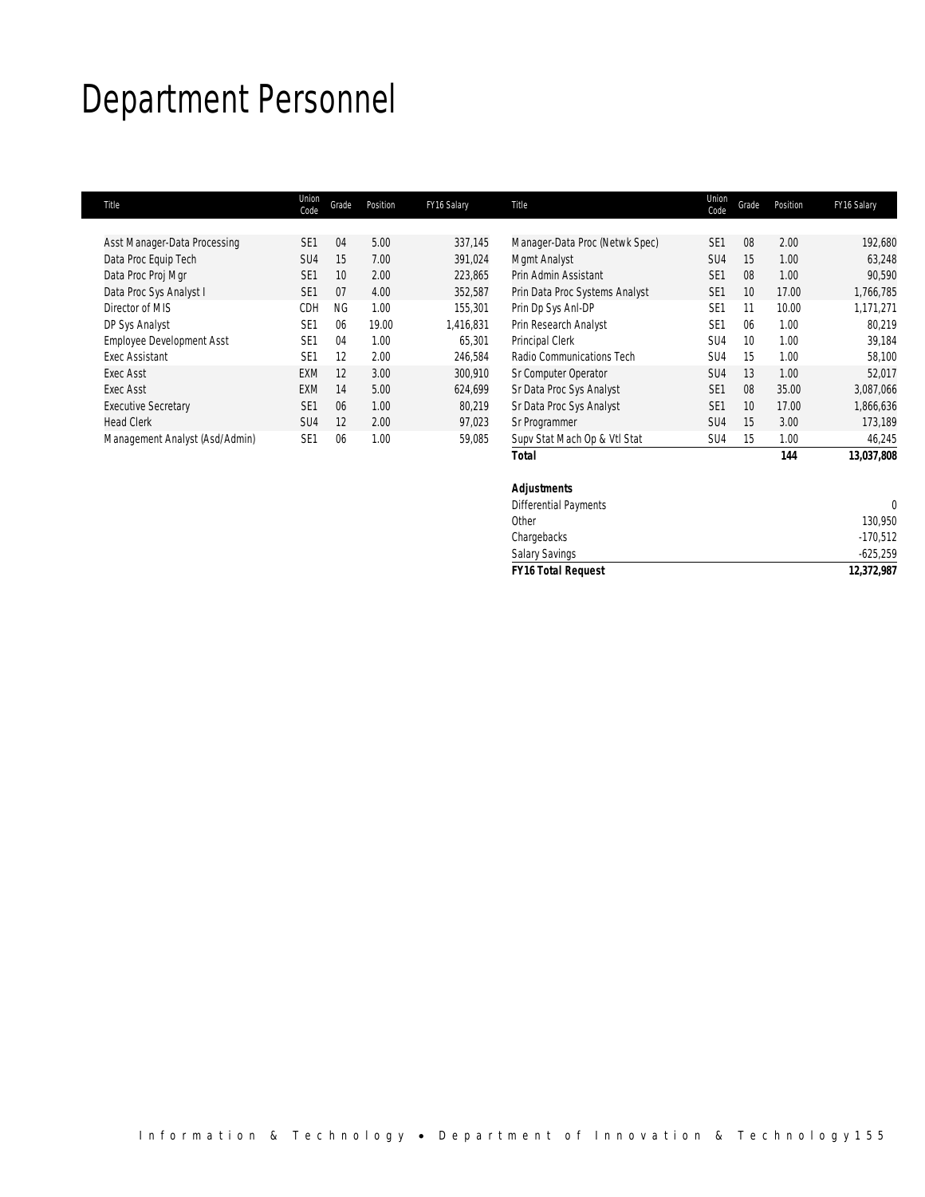# Department Personnel

| Title | Union Code | Grade | Position | FY16 Salary |
|---|---|---|---|---|
| Asst Manager-Data Processing | SE1 | 04 | 5.00 | 337,145 |
| Data Proc Equip Tech | SU4 | 15 | 7.00 | 391,024 |
| Data Proc Proj Mgr | SE1 | 10 | 2.00 | 223,865 |
| Data Proc Sys Analyst I | SE1 | 07 | 4.00 | 352,587 |
| Director of MIS | CDH | NG | 1.00 | 155,301 |
| DP Sys Analyst | SE1 | 06 | 19.00 | 1,416,831 |
| Employee Development Asst | SE1 | 04 | 1.00 | 65,301 |
| Exec Assistant | SE1 | 12 | 2.00 | 246,584 |
| Exec Asst | EXM | 12 | 3.00 | 300,910 |
| Exec Asst | EXM | 14 | 5.00 | 624,699 |
| Executive Secretary | SE1 | 06 | 1.00 | 80,219 |
| Head Clerk | SU4 | 12 | 2.00 | 97,023 |
| Management Analyst (Asd/Admin) | SE1 | 06 | 1.00 | 59,085 |
| Manager-Data Proc (Netwk Spec) | SE1 | 08 | 2.00 | 192,680 |
| Mgmt Analyst | SU4 | 15 | 1.00 | 63,248 |
| Prin Admin Assistant | SE1 | 08 | 1.00 | 90,590 |
| Prin Data Proc Systems Analyst | SE1 | 10 | 17.00 | 1,766,785 |
| Prin Dp Sys Anl-DP | SE1 | 11 | 10.00 | 1,171,271 |
| Prin Research Analyst | SE1 | 06 | 1.00 | 80,219 |
| Principal Clerk | SU4 | 10 | 1.00 | 39,184 |
| Radio Communications Tech | SU4 | 15 | 1.00 | 58,100 |
| Sr Computer Operator | SU4 | 13 | 1.00 | 52,017 |
| Sr Data Proc Sys Analyst | SE1 | 08 | 35.00 | 3,087,066 |
| Sr Data Proc Sys Analyst | SE1 | 10 | 17.00 | 1,866,636 |
| Sr Programmer | SU4 | 15 | 3.00 | 173,189 |
| Supv Stat Mach Op & Vtl Stat | SU4 | 15 | 1.00 | 46,245 |
| **Total** | | | **144** | **13,037,808** |

| **Adjustments** | |
|---|---|
| Differential Payments | 0 |
| Other | 130,950 |
| Chargebacks | -170,512 |
| Salary Savings | -625,259 |
| ***FY16 Total Request*** | ***12,372,987*** |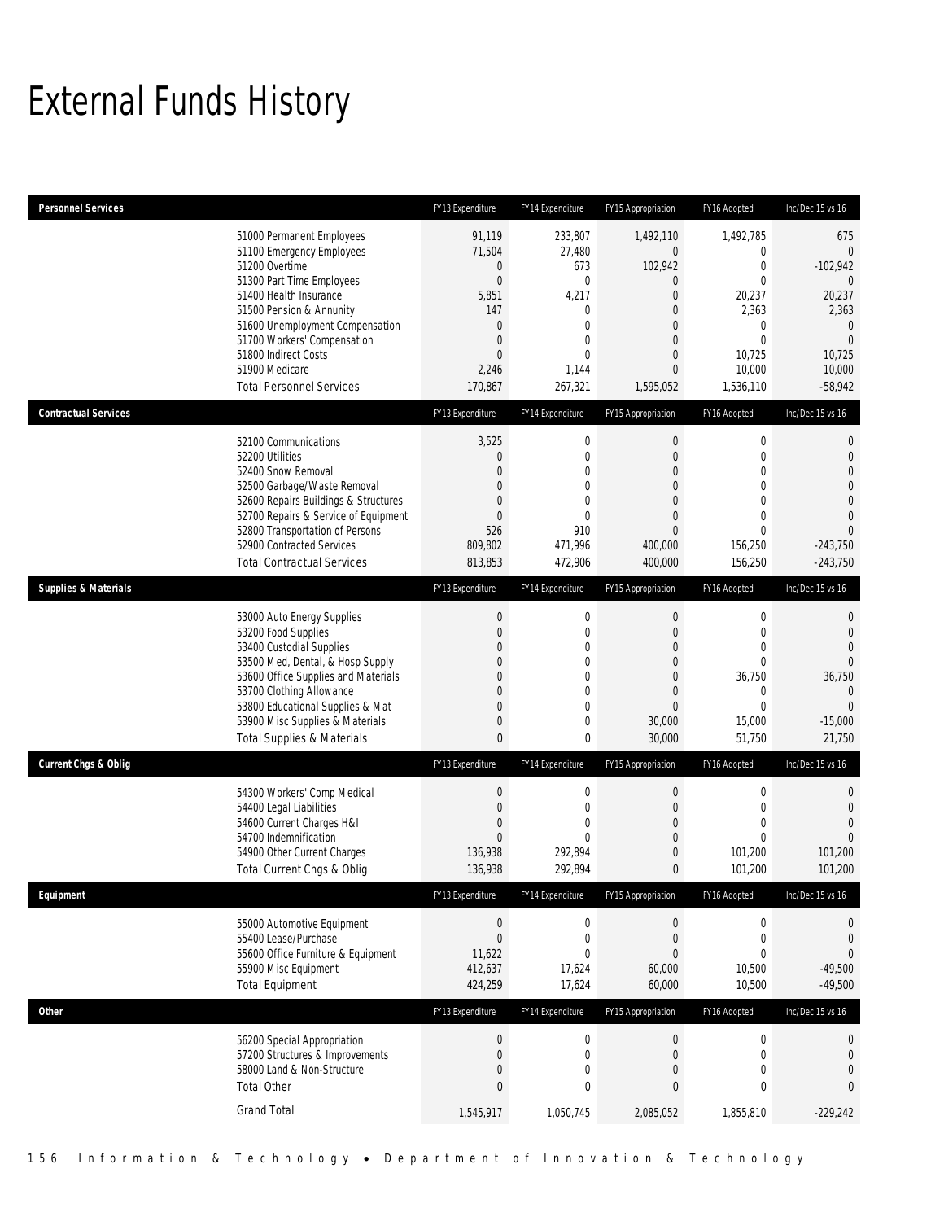# External Funds History

| Personnel Services | FY13 Expenditure | FY14 Expenditure | FY15 Appropriation | FY16 Adopted | Inc/Dec 15 vs 16 |
|---|---|---|---|---|---|
| 51000 Permanent Employees | 91,119 | 233,807 | 1,492,110 | 1,492,785 | 675 |
| 51100 Emergency Employees | 71,504 | 27,480 | 0 | 0 | 0 |
| 51200 Overtime | 0 | 673 | 102,942 | 0 | -102,942 |
| 51300 Part Time Employees | 0 | 0 | 0 | 0 | 0 |
| 51400 Health Insurance | 5,851 | 4,217 | 0 | 20,237 | 20,237 |
| 51500 Pension & Annunity | 147 | 0 | 0 | 2,363 | 2,363 |
| 51600 Unemployment Compensation | 0 | 0 | 0 | 0 | 0 |
| 51700 Workers' Compensation | 0 | 0 | 0 | 0 | 0 |
| 51800 Indirect Costs | 0 | 0 | 0 | 10,725 | 10,725 |
| 51900 Medicare | 2,246 | 1,144 | 0 | 10,000 | 10,000 |
| Total Personnel Services | 170,867 | 267,321 | 1,595,052 | 1,536,110 | -58,942 |

| Contractual Services | FY13 Expenditure | FY14 Expenditure | FY15 Appropriation | FY16 Adopted | Inc/Dec 15 vs 16 |
|---|---|---|---|---|---|
| 52100 Communications | 3,525 | 0 | 0 | 0 | 0 |
| 52200 Utilities | 0 | 0 | 0 | 0 | 0 |
| 52400 Snow Removal | 0 | 0 | 0 | 0 | 0 |
| 52500 Garbage/Waste Removal | 0 | 0 | 0 | 0 | 0 |
| 52600 Repairs Buildings & Structures | 0 | 0 | 0 | 0 | 0 |
| 52700 Repairs & Service of Equipment | 0 | 0 | 0 | 0 | 0 |
| 52800 Transportation of Persons | 526 | 910 | 0 | 0 | 0 |
| 52900 Contracted Services | 809,802 | 471,996 | 400,000 | 156,250 | -243,750 |
| Total Contractual Services | 813,853 | 472,906 | 400,000 | 156,250 | -243,750 |

| Supplies & Materials | FY13 Expenditure | FY14 Expenditure | FY15 Appropriation | FY16 Adopted | Inc/Dec 15 vs 16 |
|---|---|---|---|---|---|
| 53000 Auto Energy Supplies | 0 | 0 | 0 | 0 | 0 |
| 53200 Food Supplies | 0 | 0 | 0 | 0 | 0 |
| 53400 Custodial Supplies | 0 | 0 | 0 | 0 | 0 |
| 53500 Med, Dental, & Hosp Supply | 0 | 0 | 0 | 0 | 0 |
| 53600 Office Supplies and Materials | 0 | 0 | 0 | 36,750 | 36,750 |
| 53700 Clothing Allowance | 0 | 0 | 0 | 0 | 0 |
| 53800 Educational Supplies & Mat | 0 | 0 | 0 | 0 | 0 |
| 53900 Misc Supplies & Materials | 0 | 0 | 30,000 | 15,000 | -15,000 |
| Total Supplies & Materials | 0 | 0 | 30,000 | 51,750 | 21,750 |

| Current Chgs & Oblig | FY13 Expenditure | FY14 Expenditure | FY15 Appropriation | FY16 Adopted | Inc/Dec 15 vs 16 |
|---|---|---|---|---|---|
| 54300 Workers' Comp Medical | 0 | 0 | 0 | 0 | 0 |
| 54400 Legal Liabilities | 0 | 0 | 0 | 0 | 0 |
| 54600 Current Charges H&I | 0 | 0 | 0 | 0 | 0 |
| 54700 Indemnification | 0 | 0 | 0 | 0 | 0 |
| 54900 Other Current Charges | 136,938 | 292,894 | 0 | 101,200 | 101,200 |
| Total Current Chgs & Oblig | 136,938 | 292,894 | 0 | 101,200 | 101,200 |

| Equipment | FY13 Expenditure | FY14 Expenditure | FY15 Appropriation | FY16 Adopted | Inc/Dec 15 vs 16 |
|---|---|---|---|---|---|
| 55000 Automotive Equipment | 0 | 0 | 0 | 0 | 0 |
| 55400 Lease/Purchase | 0 | 0 | 0 | 0 | 0 |
| 55600 Office Furniture & Equipment | 11,622 | 0 | 0 | 0 | 0 |
| 55900 Misc Equipment | 412,637 | 17,624 | 60,000 | 10,500 | -49,500 |
| Total Equipment | 424,259 | 17,624 | 60,000 | 10,500 | -49,500 |

| Other | FY13 Expenditure | FY14 Expenditure | FY15 Appropriation | FY16 Adopted | Inc/Dec 15 vs 16 |
|---|---|---|---|---|---|
| 56200 Special Appropriation | 0 | 0 | 0 | 0 | 0 |
| 57200 Structures & Improvements | 0 | 0 | 0 | 0 | 0 |
| 58000 Land & Non-Structure | 0 | 0 | 0 | 0 | 0 |
| Total Other | 0 | 0 | 0 | 0 | 0 |
| Grand Total | 1,545,917 | 1,050,745 | 2,085,052 | 1,855,810 | -229,242 |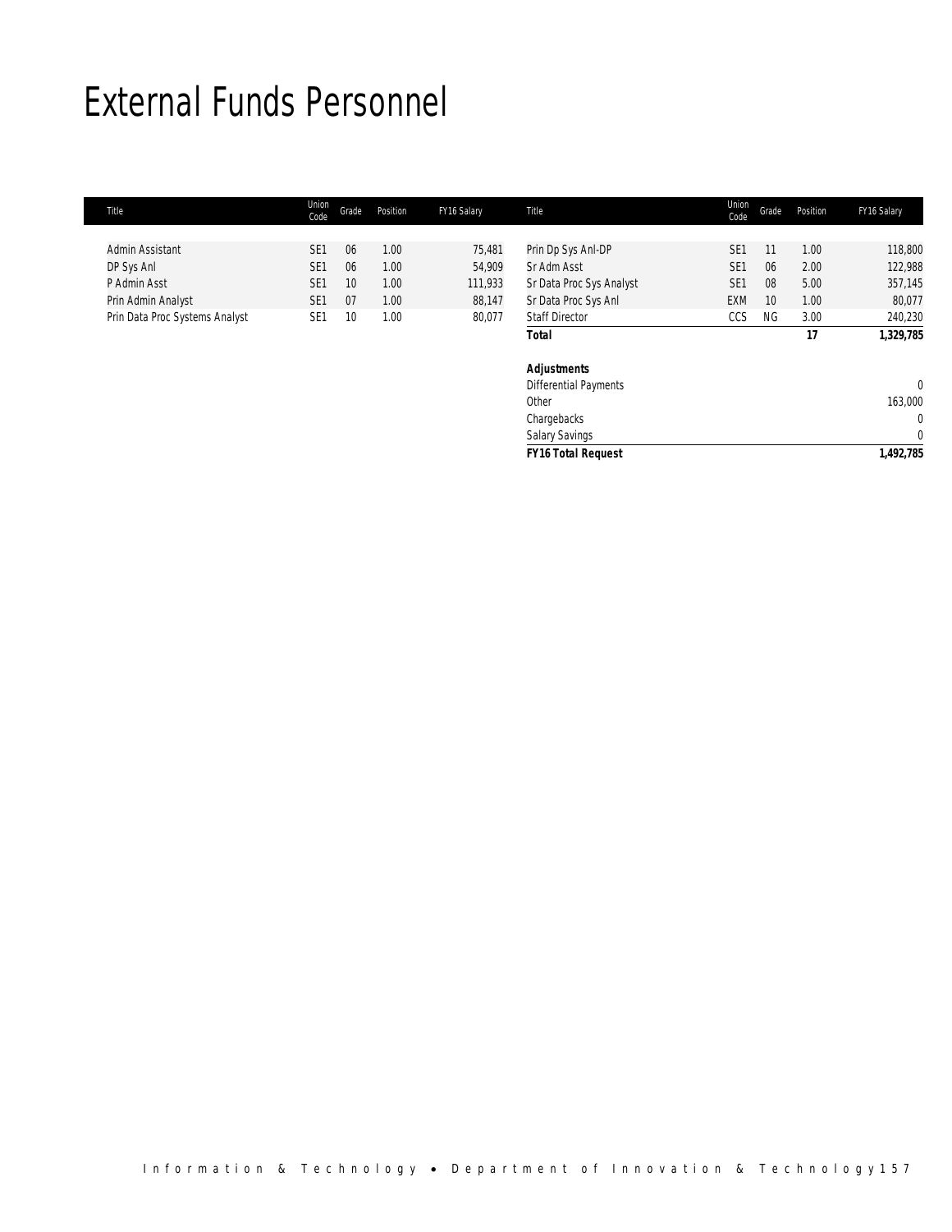# External Funds Personnel

| Title | Union Code | Grade | Position | FY16 Salary | Title | Union Code | Grade | Position | FY16 Salary |
|---|---|---|---|---|---|---|---|---|---|
| Admin Assistant | SE1 | 06 | 1.00 | 75,481 | Prin Dp Sys Anl-DP | SE1 | 11 | 1.00 | 118,800 |
| DP Sys Anl | SE1 | 06 | 1.00 | 54,909 | Sr Adm Asst | SE1 | 06 | 2.00 | 122,988 |
| P Admin Asst | SE1 | 10 | 1.00 | 111,933 | Sr Data Proc Sys Analyst | SE1 | 08 | 5.00 | 357,145 |
| Prin Admin Analyst | SE1 | 07 | 1.00 | 88,147 | Sr Data Proc Sys Anl | EXM | 10 | 1.00 | 80,077 |
| Prin Data Proc Systems Analyst | SE1 | 10 | 1.00 | 80,077 | Staff Director | CCS | NG | 3.00 | 240,230 |
| | | | | | **Total** | | | **17** | **1,329,785** |
| | | | | | | | | | |
| | | | | | **Adjustments** | | | | |
| | | | | | Differential Payments | | | | 0 |
| | | | | | Other | | | | 163,000 |
| | | | | | Chargebacks | | | | 0 |
| | | | | | Salary Savings | | | | 0 |
| | | | | | ***FY16 Total Request*** | | | | **1,492,785** |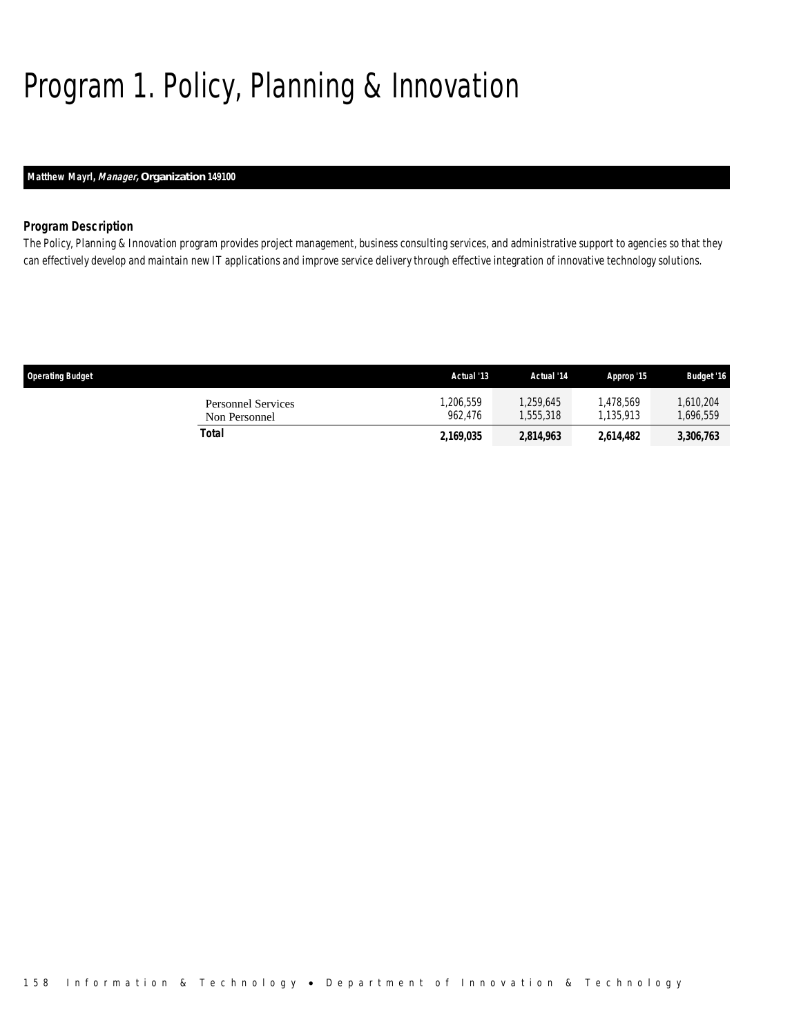# Program 1. Policy, Planning & Innovation

**Matthew Mayrl, *Manager*, Organization 149100**

### *Program Description*

*The Policy, Planning & Innovation program provides project management, business consulting services, and administrative support to agencies so that they can effectively develop and maintain new IT applications and improve service delivery through effective integration of innovative technology solutions.*

| Operating Budget | Actual '13 | Actual '14 | Approp '15 | Budget '16 |
|---|---|---|---|---|
| Personnel Services | 1,206,559 | 1,259,645 | 1,478,569 | 1,610,204 |
| Non Personnel | 962,476 | 1,555,318 | 1,135,913 | 1,696,559 |
| **Total** | **2,169,035** | **2,814,963** | **2,614,482** | **3,306,763** |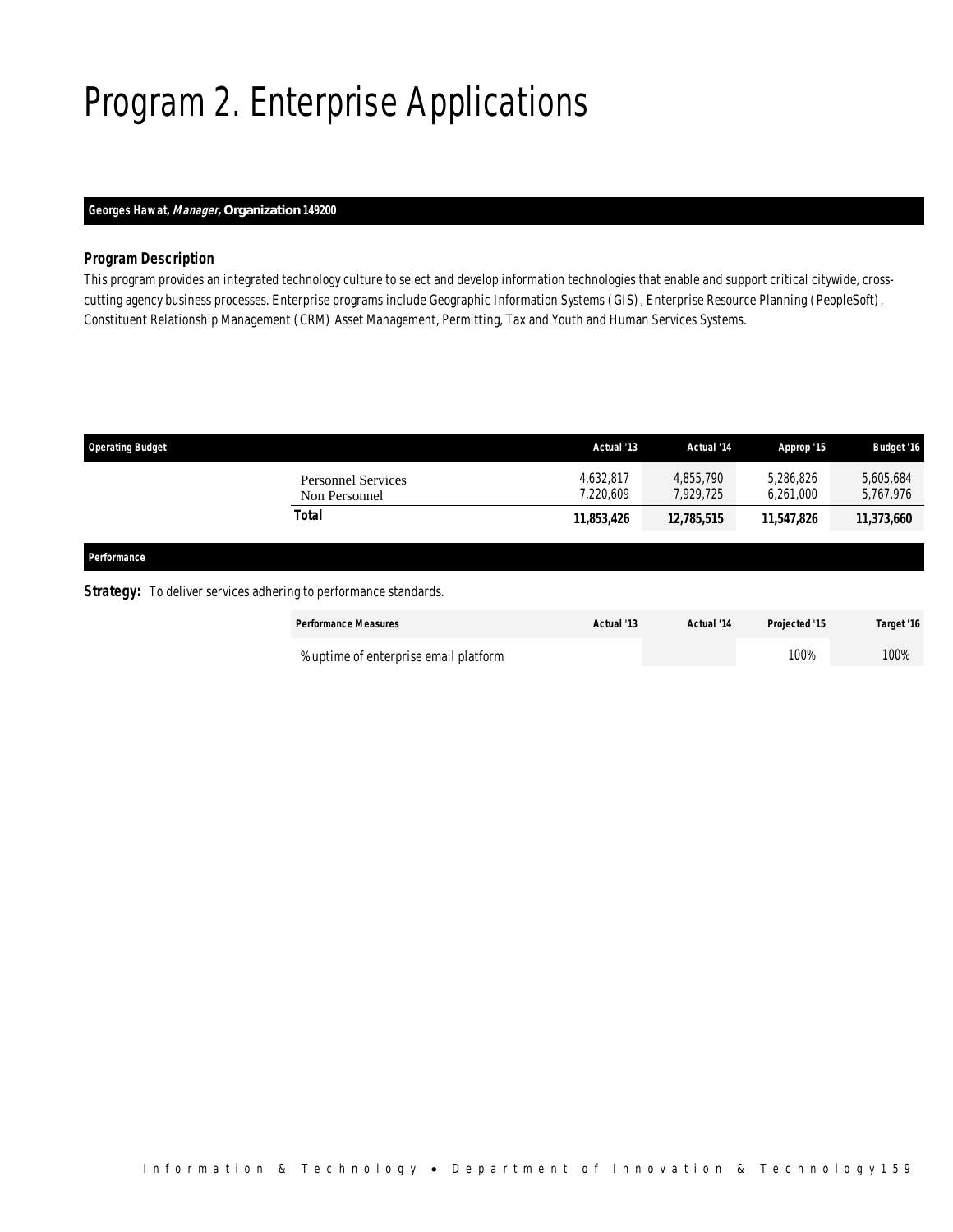# Program 2. Enterprise Applications

**Georges Hawat, *Manager,* Organization 149200**

### Program Description

This program provides an integrated technology culture to select and develop information technologies that enable and support critical citywide, cross-cutting agency business processes. Enterprise programs include Geographic Information Systems (GIS), Enterprise Resource Planning (PeopleSoft), Constituent Relationship Management (CRM) Asset Management, Permitting, Tax and Youth and Human Services Systems.

| Operating Budget | Actual '13 | Actual '14 | Approp '15 | Budget '16 |
|---|---|---|---|---|
| Personnel Services | 4,632,817 | 4,855,790 | 5,286,826 | 5,605,684 |
| Non Personnel | 7,220,609 | 7,929,725 | 6,261,000 | 5,767,976 |
| **Total** | **11,853,426** | **12,785,515** | **11,547,826** | **11,373,660** |

**Performance**

**Strategy:** To deliver services adhering to performance standards.

| Performance Measures | Actual '13 | Actual '14 | Projected '15 | Target '16 |
|---|---|---|---|---|
| % uptime of enterprise email platform | | | 100% | 100% |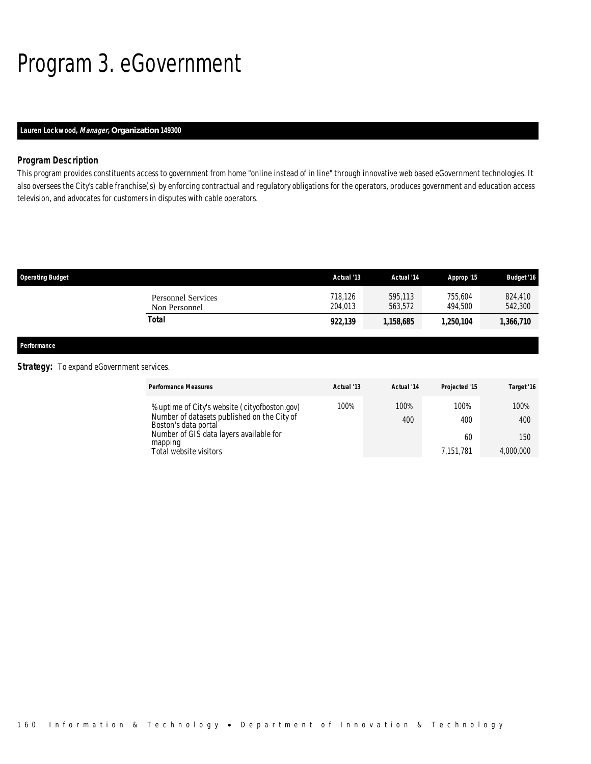# Program 3. eGovernment

**Lauren Lockwood, *Manager*, Organization 149300**

### Program Description

This program provides constituents access to government from home "online instead of in line" through innovative web based eGovernment technologies. It also oversees the City's cable franchise(s) by enforcing contractual and regulatory obligations for the operators, produces government and education access television, and advocates for customers in disputes with cable operators.

| Operating Budget | Actual '13 | Actual '14 | Approp '15 | Budget '16 |
|---|---|---|---|---|
| Personnel Services | 718,126 | 595,113 | 755,604 | 824,410 |
| Non Personnel | 204,013 | 563,572 | 494,500 | 542,300 |
| **Total** | **922,139** | **1,158,685** | **1,250,104** | **1,366,710** |

### Performance

**Strategy:** To expand eGovernment services.

| Performance Measures | Actual '13 | Actual '14 | Projected '15 | Target '16 |
|---|---|---|---|---|
| % uptime of City's website (cityofboston.gov) | 100% | 100% | 100% | 100% |
| Number of datasets published on the City of Boston's data portal | | 400 | 400 | 400 |
| Number of GIS data layers available for mapping | | | 60 | 150 |
| Total website visitors | | | 7,151,781 | 4,000,000 |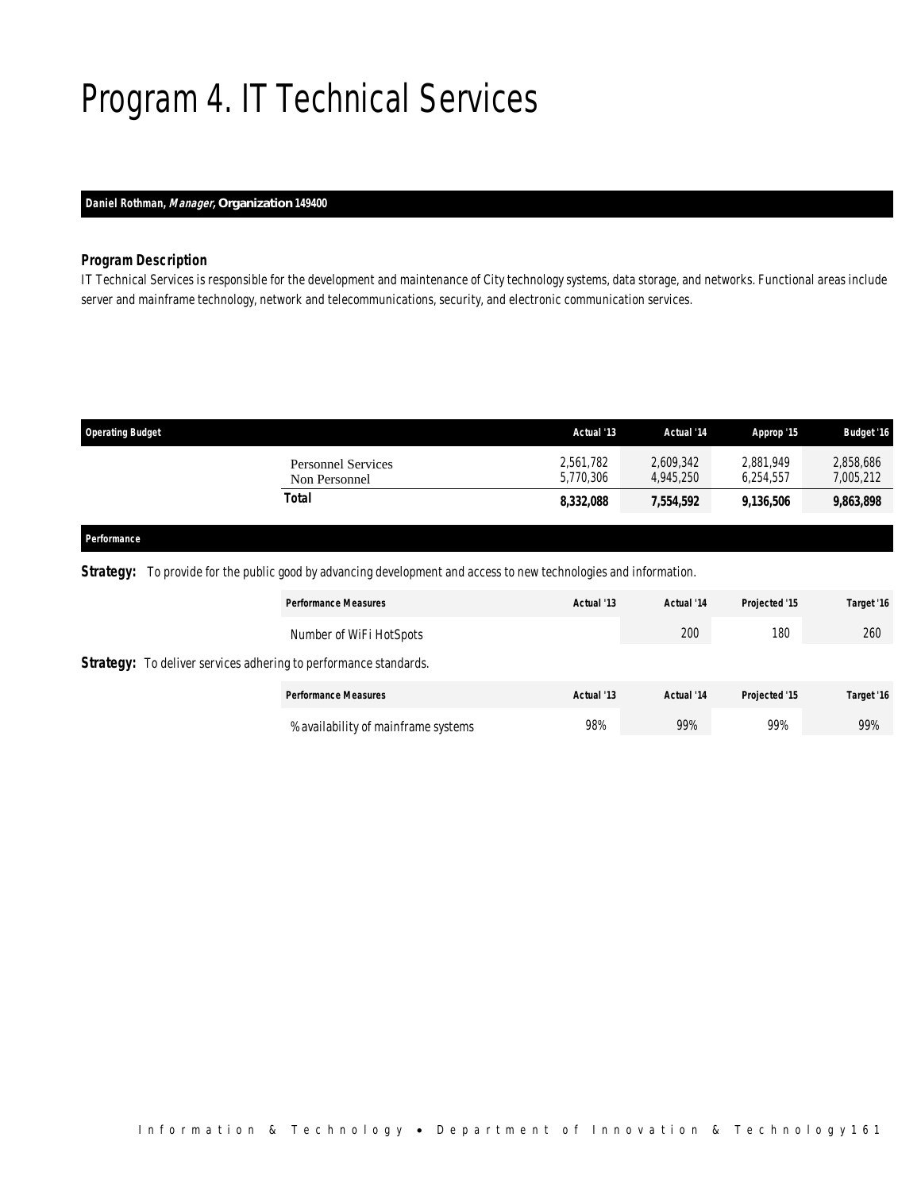# Program 4. IT Technical Services

**Daniel Rothman, *Manager*, Organization 149400**

### Program Description

IT Technical Services is responsible for the development and maintenance of City technology systems, data storage, and networks. Functional areas include server and mainframe technology, network and telecommunications, security, and electronic communication services.

| Operating Budget | Actual '13 | Actual '14 | Approp '15 | Budget '16 |
|---|---|---|---|---|
| Personnel Services | 2,561,782 | 2,609,342 | 2,881,949 | 2,858,686 |
| Non Personnel | 5,770,306 | 4,945,250 | 6,254,557 | 7,005,212 |
| **Total** | **8,332,088** | **7,554,592** | **9,136,506** | **9,863,898** |

### Performance

**Strategy:** To provide for the public good by advancing development and access to new technologies and information.

| Performance Measures | Actual '13 | Actual '14 | Projected '15 | Target '16 |
|---|---|---|---|---|
| Number of WiFi HotSpots | | 200 | 180 | 260 |

**Strategy:** To deliver services adhering to performance standards.

| Performance Measures | Actual '13 | Actual '14 | Projected '15 | Target '16 |
|---|---|---|---|---|
| % availability of mainframe systems | 98% | 99% | 99% | 99% |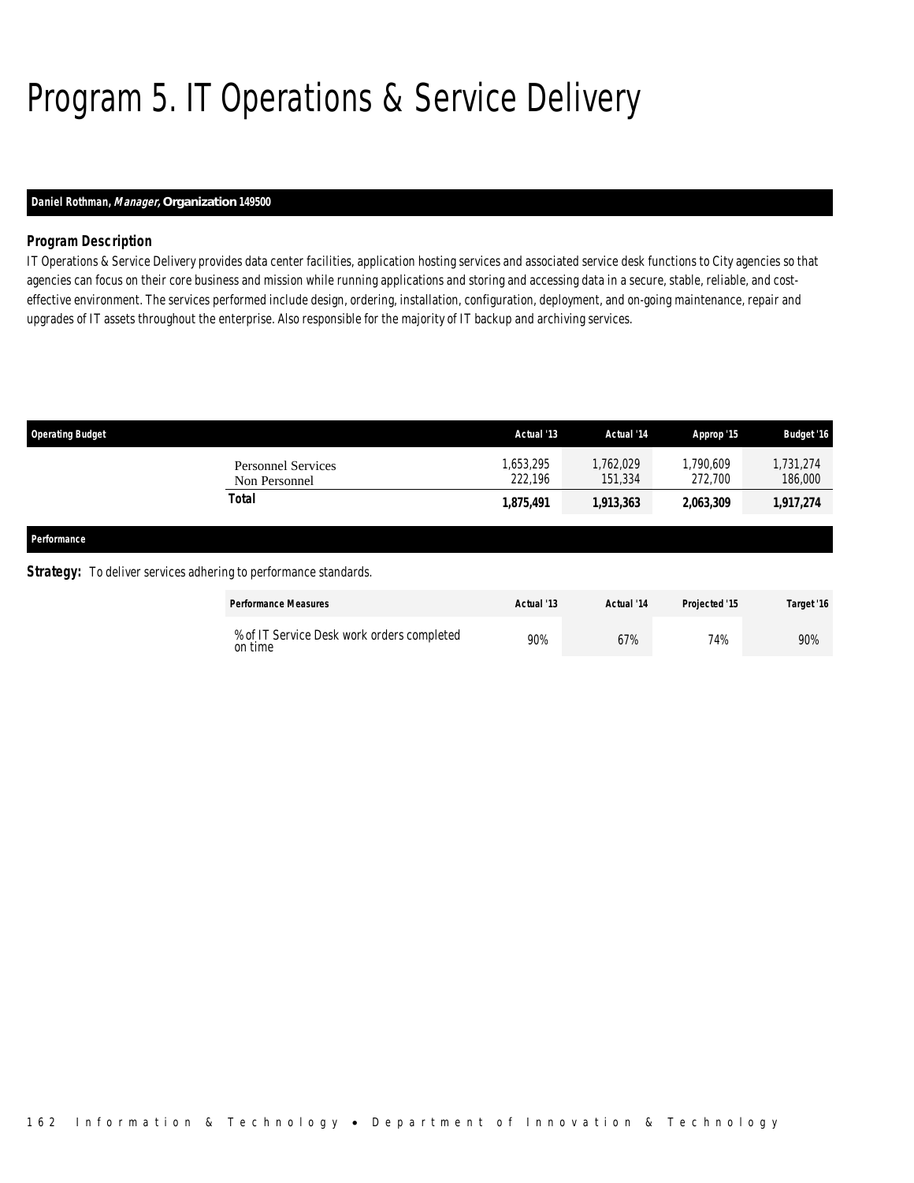# Program 5. IT Operations & Service Delivery

**Daniel Rothman, *Manager*, Organization 149500**

### Program Description

IT Operations & Service Delivery provides data center facilities, application hosting services and associated service desk functions to City agencies so that agencies can focus on their core business and mission while running applications and storing and accessing data in a secure, stable, reliable, and cost-effective environment. The services performed include design, ordering, installation, configuration, deployment, and on-going maintenance, repair and upgrades of IT assets throughout the enterprise. Also responsible for the majority of IT backup and archiving services.

| Operating Budget | Actual '13 | Actual '14 | Approp '15 | Budget '16 |
|---|---|---|---|---|
| Personnel Services | 1,653,295 | 1,762,029 | 1,790,609 | 1,731,274 |
| Non Personnel | 222,196 | 151,334 | 272,700 | 186,000 |
| **Total** | **1,875,491** | **1,913,363** | **2,063,309** | **1,917,274** |

### Performance

**Strategy:** To deliver services adhering to performance standards.

| Performance Measures | Actual '13 | Actual '14 | Projected '15 | Target '16 |
|---|---|---|---|---|
| % of IT Service Desk work orders completed on time | 90% | 67% | 74% | 90% |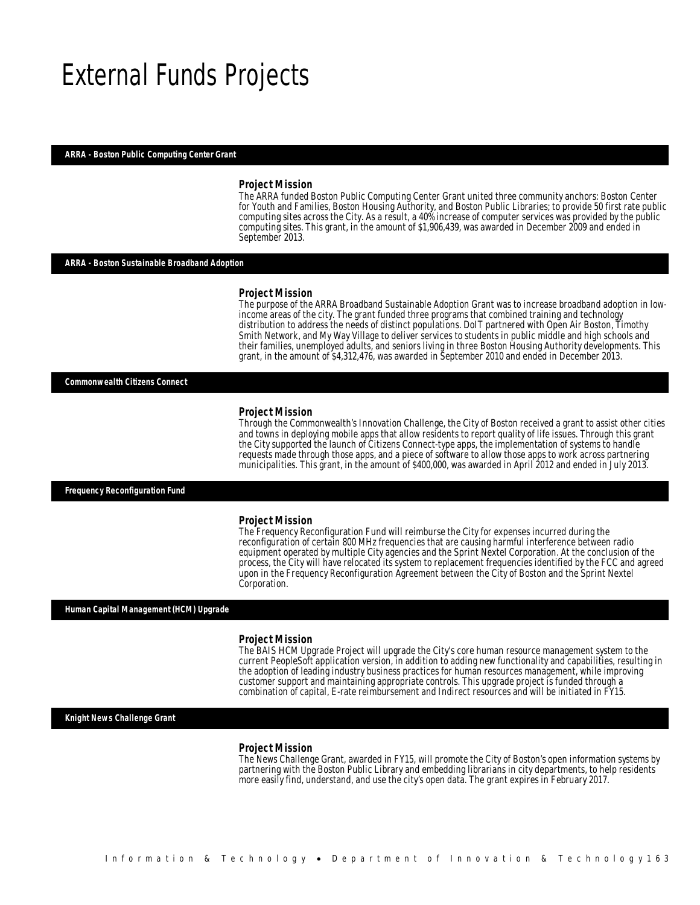# External Funds Projects

## ARRA - Boston Public Computing Center Grant

### Project Mission

The ARRA funded Boston Public Computing Center Grant united three community anchors: Boston Center for Youth and Families, Boston Housing Authority, and Boston Public Libraries; to provide 50 first rate public computing sites across the City. As a result, a 40% increase of computer services was provided by the public computing sites. This grant, in the amount of $1,906,439, was awarded in December 2009 and ended in September 2013.

## ARRA - Boston Sustainable Broadband Adoption

### Project Mission

The purpose of the ARRA Broadband Sustainable Adoption Grant was to increase broadband adoption in low-income areas of the city. The grant funded three programs that combined training and technology distribution to address the needs of distinct populations. DoIT partnered with Open Air Boston, Timothy Smith Network, and My Way Village to deliver services to students in public middle and high schools and their families, unemployed adults, and seniors living in three Boston Housing Authority developments. This grant, in the amount of $4,312,476, was awarded in September 2010 and ended in December 2013.

## Commonwealth Citizens Connect

### Project Mission

Through the Commonwealth's Innovation Challenge, the City of Boston received a grant to assist other cities and towns in deploying mobile apps that allow residents to report quality of life issues. Through this grant the City supported the launch of Citizens Connect-type apps, the implementation of systems to handle requests made through those apps, and a piece of software to allow those apps to work across partnering municipalities. This grant, in the amount of $400,000, was awarded in April 2012 and ended in July 2013.

## Frequency Reconfiguration Fund

### Project Mission

The Frequency Reconfiguration Fund will reimburse the City for expenses incurred during the reconfiguration of certain 800 MHz frequencies that are causing harmful interference between radio equipment operated by multiple City agencies and the Sprint Nextel Corporation. At the conclusion of the process, the City will have relocated its system to replacement frequencies identified by the FCC and agreed upon in the Frequency Reconfiguration Agreement between the City of Boston and the Sprint Nextel Corporation.

## Human Capital Management (HCM) Upgrade

### Project Mission

The BAIS HCM Upgrade Project will upgrade the City's core human resource management system to the current PeopleSoft application version, in addition to adding new functionality and capabilities, resulting in the adoption of leading industry business practices for human resources management, while improving customer support and maintaining appropriate controls. This upgrade project is funded through a combination of capital, E-rate reimbursement and Indirect resources and will be initiated in FY15.

## Knight News Challenge Grant

### Project Mission

The News Challenge Grant, awarded in FY15, will promote the City of Boston's open information systems by partnering with the Boston Public Library and embedding librarians in city departments, to help residents more easily find, understand, and use the city's open data. The grant expires in February 2017.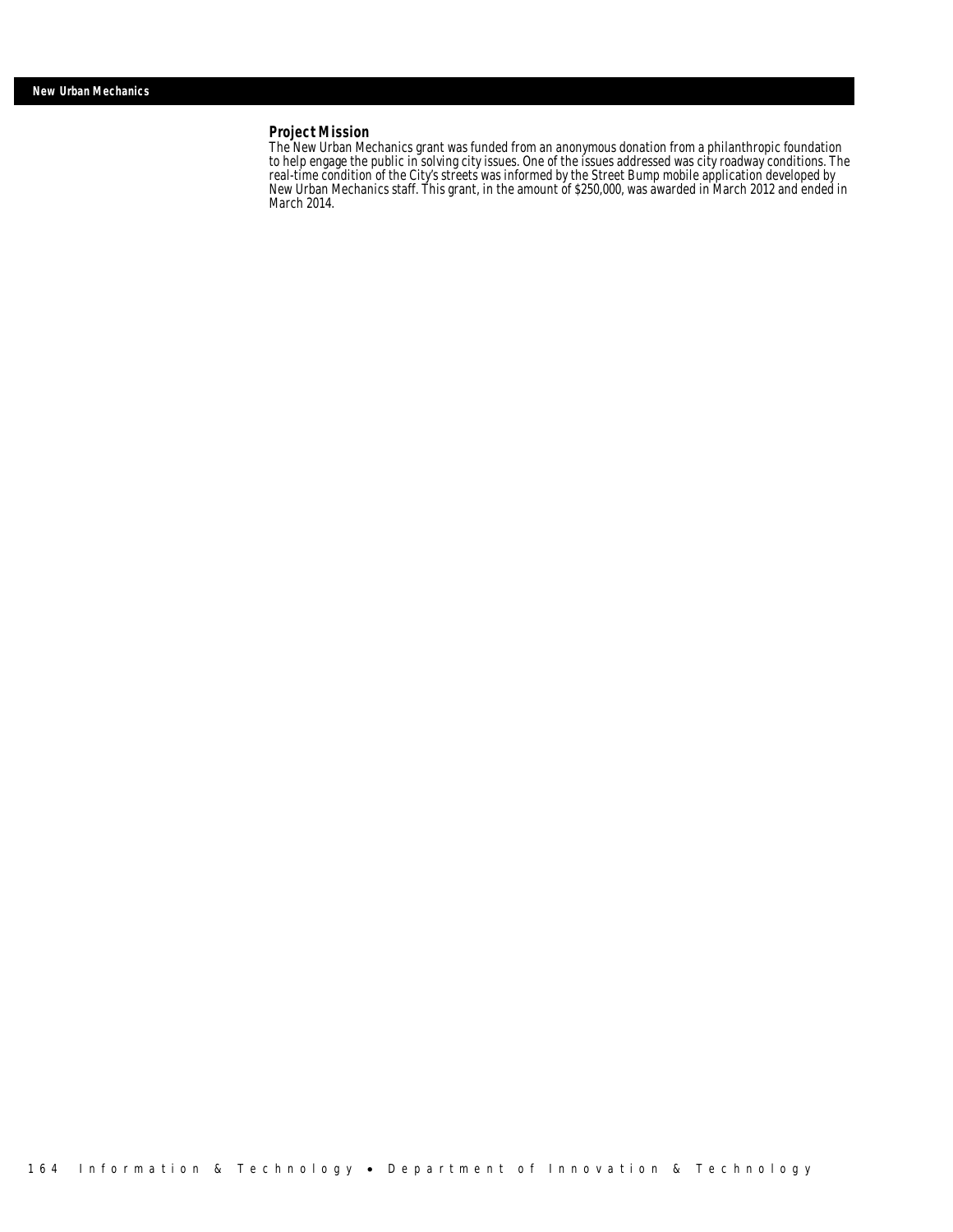## New Urban Mechanics

### Project Mission

The New Urban Mechanics grant was funded from an anonymous donation from a philanthropic foundation to help engage the public in solving city issues. One of the issues addressed was city roadway conditions. The real-time condition of the City's streets was informed by the Street Bump mobile application developed by New Urban Mechanics staff. This grant, in the amount of $250,000, was awarded in March 2012 and ended in March 2014.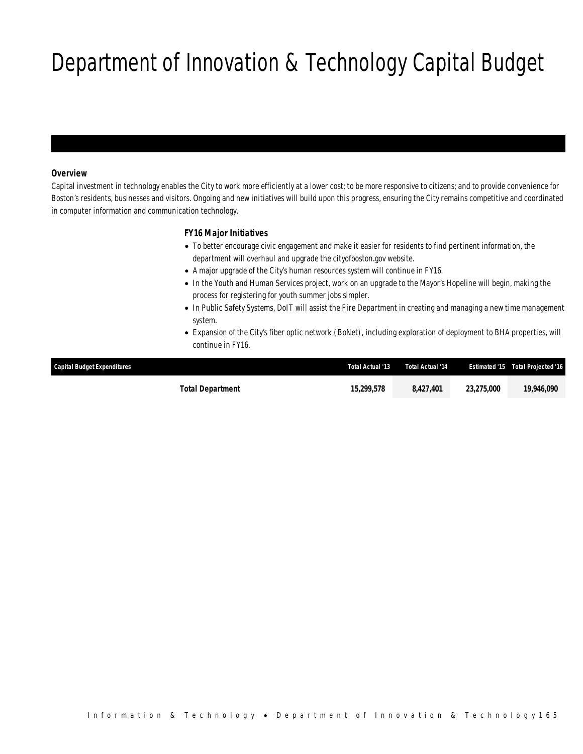# Department of Innovation & Technology Capital Budget

***Overview***

*Capital investment in technology enables the City to work more efficiently at a lower cost; to be more responsive to citizens; and to provide convenience for Boston's residents, businesses and visitors. Ongoing and new initiatives will build upon this progress, ensuring the City remains competitive and coordinated in computer information and communication technology.*

***FY16 Major Initiatives***

- *To better encourage civic engagement and make it easier for residents to find pertinent information, the department will overhaul and upgrade the cityofboston.gov website.*
- *A major upgrade of the City's human resources system will continue in FY16.*
- *In the Youth and Human Services project, work on an upgrade to the Mayor's Hopeline will begin, making the process for registering for youth summer jobs simpler.*
- *In Public Safety Systems, DoIT will assist the Fire Department in creating and managing a new time management system.*
- *Expansion of the City's fiber optic network (BoNet), including exploration of deployment to BHA properties, will continue in FY16.*

| Capital Budget Expenditures | Total Actual '13 | Total Actual '14 | Estimated '15 | Total Projected '16 |
|---|---|---|---|---|
| **Total Department** | **15,299,578** | **8,427,401** | **23,275,000** | **19,946,090** |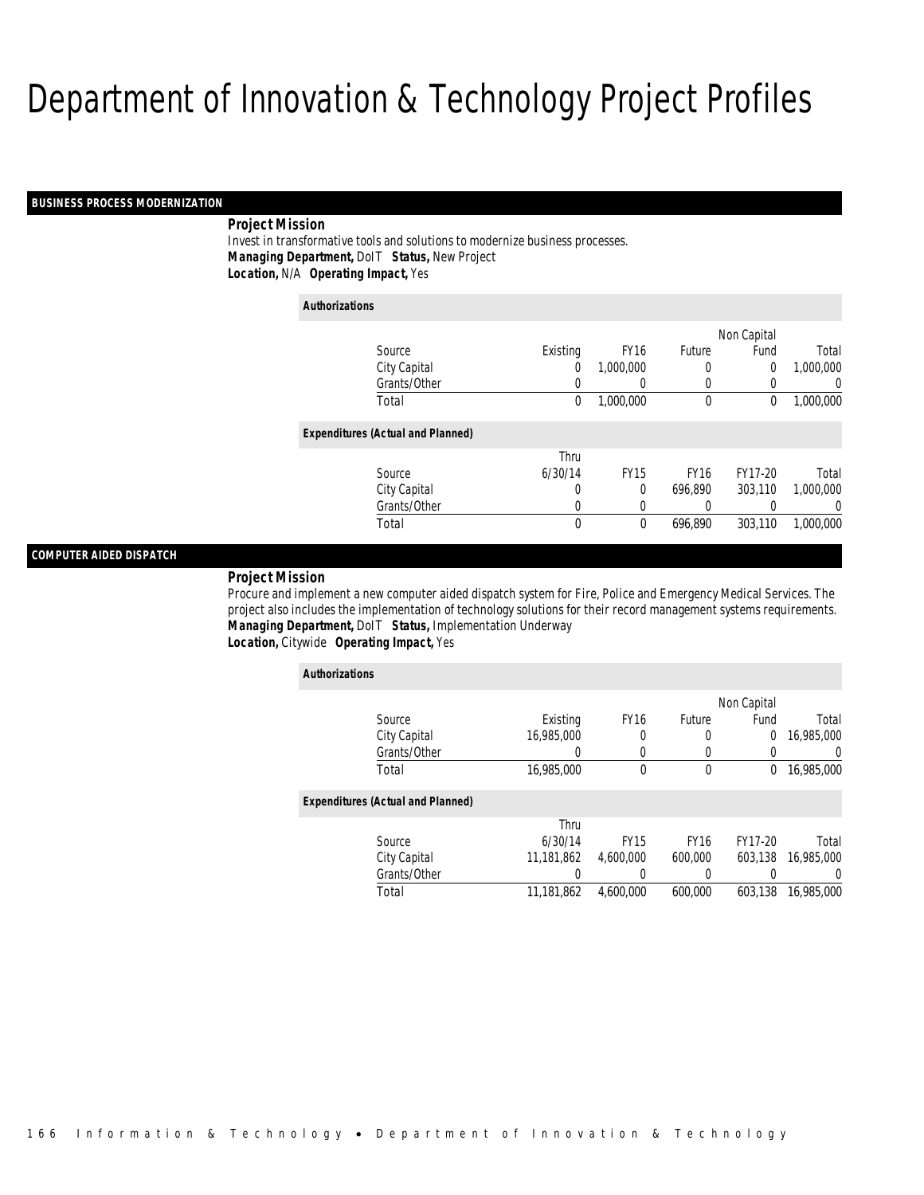# Department of Innovation & Technology Project Profiles

## BUSINESS PROCESS MODERNIZATION

**Project Mission**

Invest in transformative tools and solutions to modernize business processes.

***Managing Department,*** DoIT ***Status,*** New Project

***Location,*** N/A ***Operating Impact,*** Yes

***Authorizations***

| Source | Existing | FY16 | Future | Non Capital Fund | Total |
|---|---|---|---|---|---|
| City Capital | 0 | 1,000,000 | 0 | 0 | 1,000,000 |
| Grants/Other | 0 | 0 | 0 | 0 | 0 |
| Total | 0 | 1,000,000 | 0 | 0 | 1,000,000 |

***Expenditures (Actual and Planned)***

| Source | Thru 6/30/14 | FY15 | FY16 | FY17-20 | Total |
|---|---|---|---|---|---|
| City Capital | 0 | 0 | 696,890 | 303,110 | 1,000,000 |
| Grants/Other | 0 | 0 | 0 | 0 | 0 |
| Total | 0 | 0 | 696,890 | 303,110 | 1,000,000 |

## COMPUTER AIDED DISPATCH

**Project Mission**

Procure and implement a new computer aided dispatch system for Fire, Police and Emergency Medical Services. The project also includes the implementation of technology solutions for their record management systems requirements.

***Managing Department,*** DoIT ***Status,*** Implementation Underway

***Location,*** Citywide ***Operating Impact,*** Yes

***Authorizations***

| Source | Existing | FY16 | Future | Non Capital Fund | Total |
|---|---|---|---|---|---|
| City Capital | 16,985,000 | 0 | 0 | 0 | 16,985,000 |
| Grants/Other | 0 | 0 | 0 | 0 | 0 |
| Total | 16,985,000 | 0 | 0 | 0 | 16,985,000 |

***Expenditures (Actual and Planned)***

| Source | Thru 6/30/14 | FY15 | FY16 | FY17-20 | Total |
|---|---|---|---|---|---|
| City Capital | 11,181,862 | 4,600,000 | 600,000 | 603,138 | 16,985,000 |
| Grants/Other | 0 | 0 | 0 | 0 | 0 |
| Total | 11,181,862 | 4,600,000 | 600,000 | 603,138 | 16,985,000 |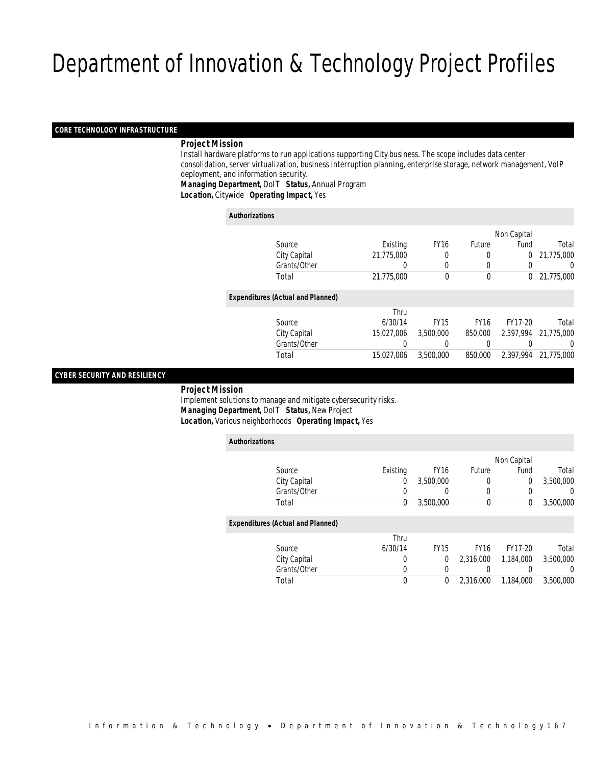# Department of Innovation & Technology Project Profiles

## CORE TECHNOLOGY INFRASTRUCTURE

**Project Mission**

Install hardware platforms to run applications supporting City business. The scope includes data center consolidation, server virtualization, business interruption planning, enterprise storage, network management, VoIP deployment, and information security.

***Managing Department,*** DoIT ***Status,*** Annual Program
***Location,*** Citywide ***Operating Impact,*** Yes

***Authorizations***

| Source | Existing | FY16 | Future | Non Capital Fund | Total |
|---|---|---|---|---|---|
| City Capital | 21,775,000 | 0 | 0 | 0 | 21,775,000 |
| Grants/Other | 0 | 0 | 0 | 0 | 0 |
| Total | 21,775,000 | 0 | 0 | 0 | 21,775,000 |

***Expenditures (Actual and Planned)***

| Source | Thru 6/30/14 | FY15 | FY16 | FY17-20 | Total |
|---|---|---|---|---|---|
| City Capital | 15,027,006 | 3,500,000 | 850,000 | 2,397,994 | 21,775,000 |
| Grants/Other | 0 | 0 | 0 | 0 | 0 |
| Total | 15,027,006 | 3,500,000 | 850,000 | 2,397,994 | 21,775,000 |

## CYBER SECURITY AND RESILIENCY

**Project Mission**

Implement solutions to manage and mitigate cybersecurity risks.

***Managing Department,*** DoIT ***Status,*** New Project
***Location,*** Various neighborhoods ***Operating Impact,*** Yes

***Authorizations***

| Source | Existing | FY16 | Future | Non Capital Fund | Total |
|---|---|---|---|---|---|
| City Capital | 0 | 3,500,000 | 0 | 0 | 3,500,000 |
| Grants/Other | 0 | 0 | 0 | 0 | 0 |
| Total | 0 | 3,500,000 | 0 | 0 | 3,500,000 |

***Expenditures (Actual and Planned)***

| Source | Thru 6/30/14 | FY15 | FY16 | FY17-20 | Total |
|---|---|---|---|---|---|
| City Capital | 0 | 0 | 2,316,000 | 1,184,000 | 3,500,000 |
| Grants/Other | 0 | 0 | 0 | 0 | 0 |
| Total | 0 | 0 | 2,316,000 | 1,184,000 | 3,500,000 |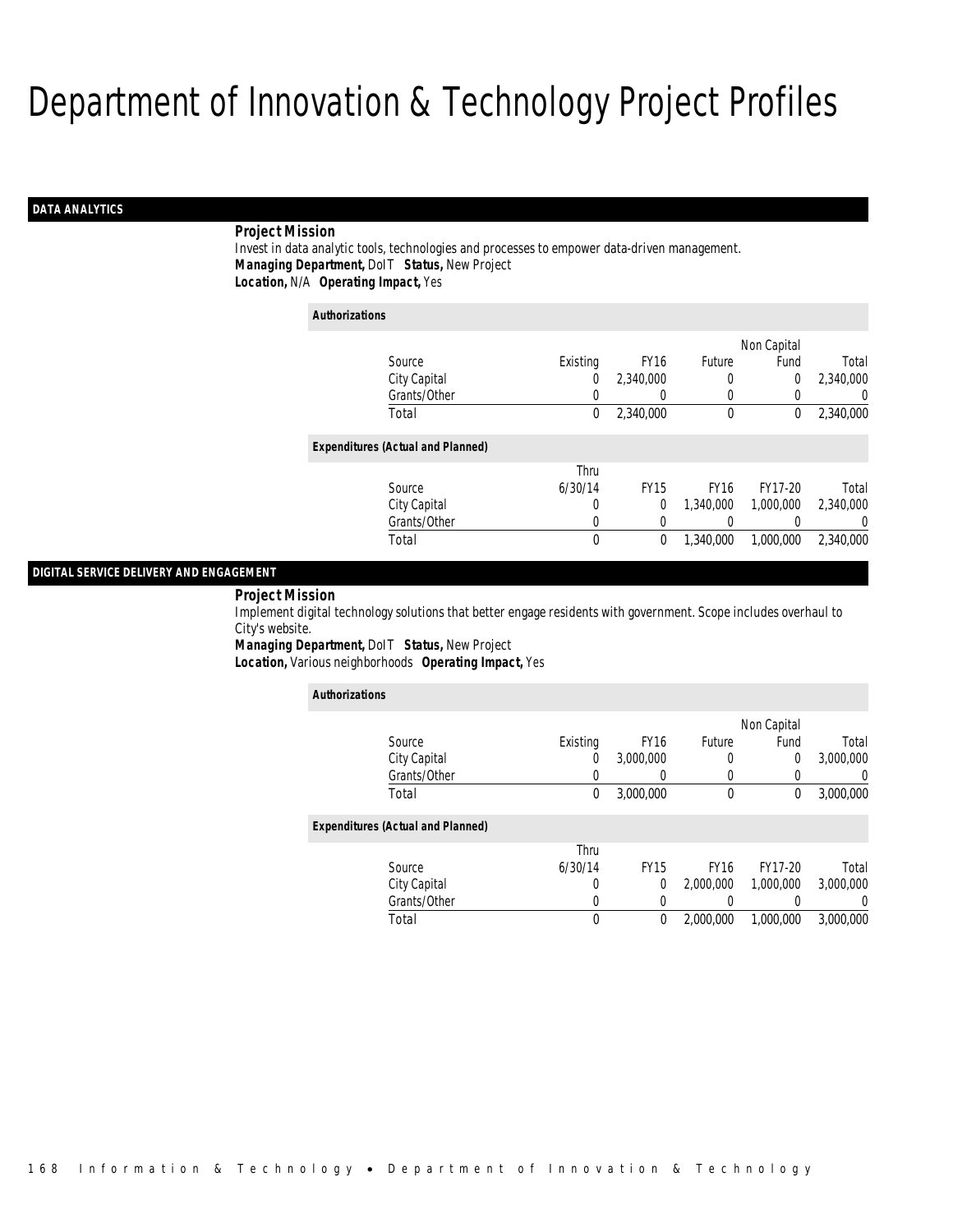# Department of Innovation & Technology Project Profiles

## DATA ANALYTICS

**Project Mission**

Invest in data analytic tools, technologies and processes to empower data-driven management.

***Managing Department,*** DoIT ***Status,*** New Project

***Location,*** N/A ***Operating Impact,*** Yes

**Authorizations**

| Source | Existing | FY16 | Future | Non Capital Fund | Total |
|---|---|---|---|---|---|
| City Capital | 0 | 2,340,000 | 0 | 0 | 2,340,000 |
| Grants/Other | 0 | 0 | 0 | 0 | 0 |
| Total | 0 | 2,340,000 | 0 | 0 | 2,340,000 |

**Expenditures (Actual and Planned)**

| Source | Thru 6/30/14 | FY15 | FY16 | FY17-20 | Total |
|---|---|---|---|---|---|
| City Capital | 0 | 0 | 1,340,000 | 1,000,000 | 2,340,000 |
| Grants/Other | 0 | 0 | 0 | 0 | 0 |
| Total | 0 | 0 | 1,340,000 | 1,000,000 | 2,340,000 |

## DIGITAL SERVICE DELIVERY AND ENGAGEMENT

**Project Mission**

Implement digital technology solutions that better engage residents with government. Scope includes overhaul to City's website.

***Managing Department,*** DoIT ***Status,*** New Project

***Location,*** Various neighborhoods ***Operating Impact,*** Yes

**Authorizations**

| Source | Existing | FY16 | Future | Non Capital Fund | Total |
|---|---|---|---|---|---|
| City Capital | 0 | 3,000,000 | 0 | 0 | 3,000,000 |
| Grants/Other | 0 | 0 | 0 | 0 | 0 |
| Total | 0 | 3,000,000 | 0 | 0 | 3,000,000 |

**Expenditures (Actual and Planned)**

| Source | Thru 6/30/14 | FY15 | FY16 | FY17-20 | Total |
|---|---|---|---|---|---|
| City Capital | 0 | 0 | 2,000,000 | 1,000,000 | 3,000,000 |
| Grants/Other | 0 | 0 | 0 | 0 | 0 |
| Total | 0 | 0 | 2,000,000 | 1,000,000 | 3,000,000 |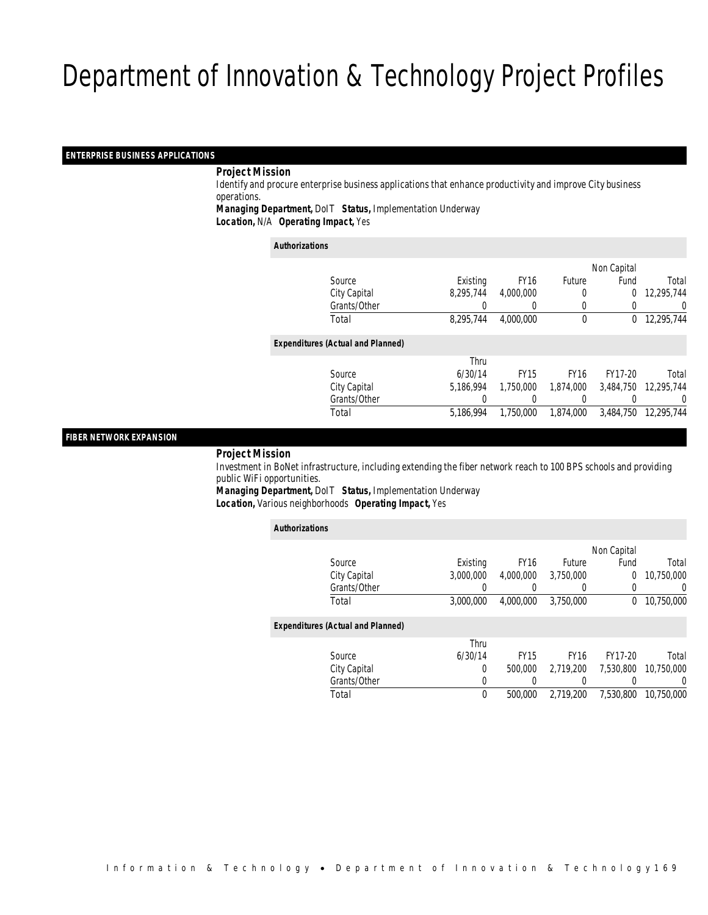# Department of Innovation & Technology Project Profiles

## ENTERPRISE BUSINESS APPLICATIONS

**Project Mission**

Identify and procure enterprise business applications that enhance productivity and improve City business operations.

**Managing Department,** DoIT **Status,** Implementation Underway

**Location,** N/A **Operating Impact,** Yes

**Authorizations**

| Source | Existing | FY16 | Future | Non Capital Fund | Total |
|---|---|---|---|---|---|
| City Capital | 8,295,744 | 4,000,000 | 0 | 0 | 12,295,744 |
| Grants/Other | 0 | 0 | 0 | 0 | 0 |
| Total | 8,295,744 | 4,000,000 | 0 | 0 | 12,295,744 |

**Expenditures (Actual and Planned)**

| Source | Thru 6/30/14 | FY15 | FY16 | FY17-20 | Total |
|---|---|---|---|---|---|
| City Capital | 5,186,994 | 1,750,000 | 1,874,000 | 3,484,750 | 12,295,744 |
| Grants/Other | 0 | 0 | 0 | 0 | 0 |
| Total | 5,186,994 | 1,750,000 | 1,874,000 | 3,484,750 | 12,295,744 |

## FIBER NETWORK EXPANSION

**Project Mission**

Investment in BoNet infrastructure, including extending the fiber network reach to 100 BPS schools and providing public WiFi opportunities.

**Managing Department,** DoIT **Status,** Implementation Underway

**Location,** Various neighborhoods **Operating Impact,** Yes

**Authorizations**

| Source | Existing | FY16 | Future | Non Capital Fund | Total |
|---|---|---|---|---|---|
| City Capital | 3,000,000 | 4,000,000 | 3,750,000 | 0 | 10,750,000 |
| Grants/Other | 0 | 0 | 0 | 0 | 0 |
| Total | 3,000,000 | 4,000,000 | 3,750,000 | 0 | 10,750,000 |

**Expenditures (Actual and Planned)**

| Source | Thru 6/30/14 | FY15 | FY16 | FY17-20 | Total |
|---|---|---|---|---|---|
| City Capital | 0 | 500,000 | 2,719,200 | 7,530,800 | 10,750,000 |
| Grants/Other | 0 | 0 | 0 | 0 | 0 |
| Total | 0 | 500,000 | 2,719,200 | 7,530,800 | 10,750,000 |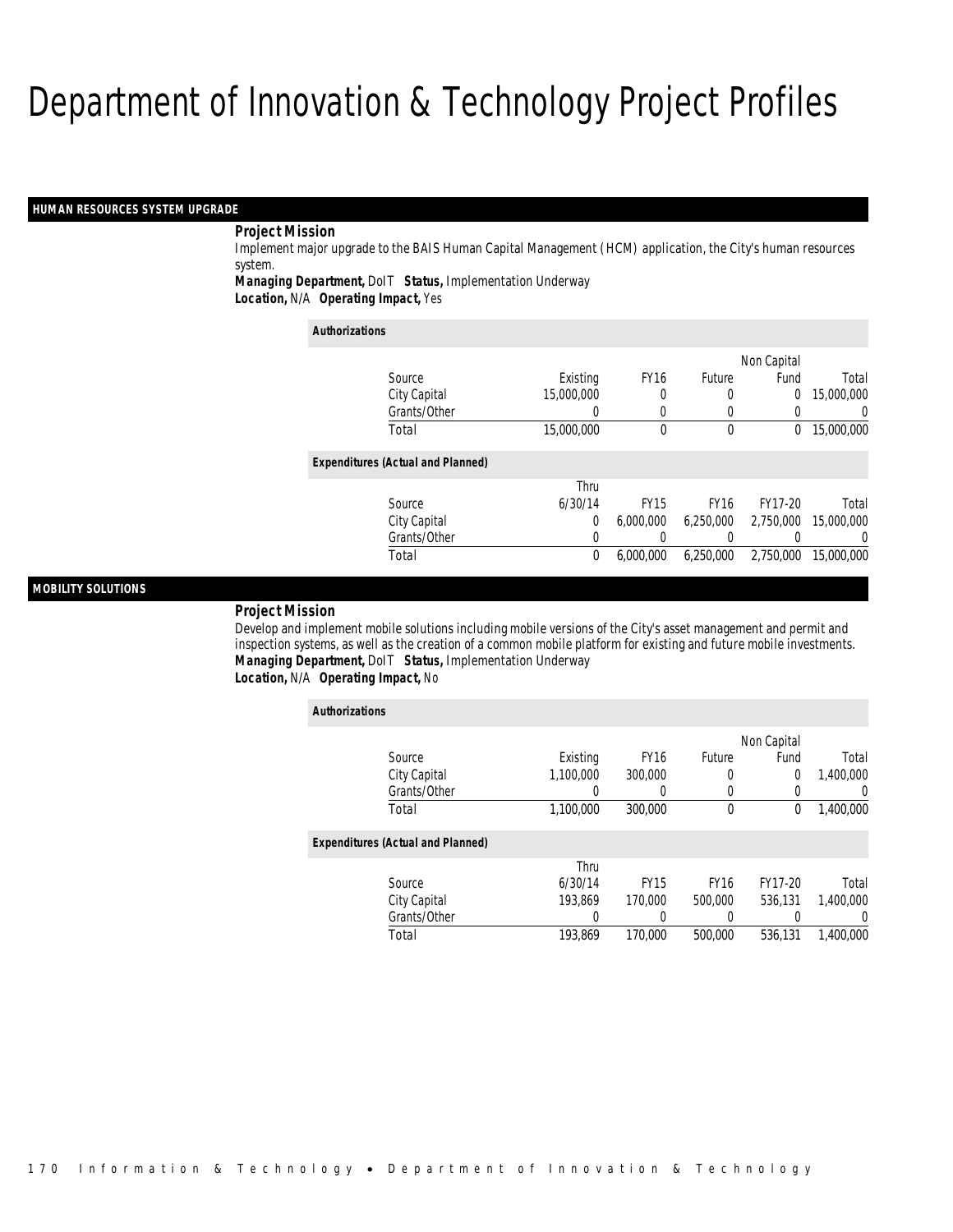# Department of Innovation & Technology Project Profiles

## HUMAN RESOURCES SYSTEM UPGRADE

**Project Mission**

Implement major upgrade to the BAIS Human Capital Management (HCM) application, the City's human resources system.

***Managing Department,*** DoIT ***Status,*** Implementation Underway

***Location,*** N/A ***Operating Impact,*** Yes

***Authorizations***

| Source | Existing | FY16 | Future | Non Capital Fund | Total |
|---|---|---|---|---|---|
| City Capital | 15,000,000 | 0 | 0 | 0 | 15,000,000 |
| Grants/Other | 0 | 0 | 0 | 0 | 0 |
| Total | 15,000,000 | 0 | 0 | 0 | 15,000,000 |

***Expenditures (Actual and Planned)***

| Source | Thru 6/30/14 | FY15 | FY16 | FY17-20 | Total |
|---|---|---|---|---|---|
| City Capital | 0 | 6,000,000 | 6,250,000 | 2,750,000 | 15,000,000 |
| Grants/Other | 0 | 0 | 0 | 0 | 0 |
| Total | 0 | 6,000,000 | 6,250,000 | 2,750,000 | 15,000,000 |

## MOBILITY SOLUTIONS

**Project Mission**

Develop and implement mobile solutions including mobile versions of the City's asset management and permit and inspection systems, as well as the creation of a common mobile platform for existing and future mobile investments.

***Managing Department,*** DoIT ***Status,*** Implementation Underway

***Location,*** N/A ***Operating Impact,*** No

***Authorizations***

| Source | Existing | FY16 | Future | Non Capital Fund | Total |
|---|---|---|---|---|---|
| City Capital | 1,100,000 | 300,000 | 0 | 0 | 1,400,000 |
| Grants/Other | 0 | 0 | 0 | 0 | 0 |
| Total | 1,100,000 | 300,000 | 0 | 0 | 1,400,000 |

***Expenditures (Actual and Planned)***

| Source | Thru 6/30/14 | FY15 | FY16 | FY17-20 | Total |
|---|---|---|---|---|---|
| City Capital | 193,869 | 170,000 | 500,000 | 536,131 | 1,400,000 |
| Grants/Other | 0 | 0 | 0 | 0 | 0 |
| Total | 193,869 | 170,000 | 500,000 | 536,131 | 1,400,000 |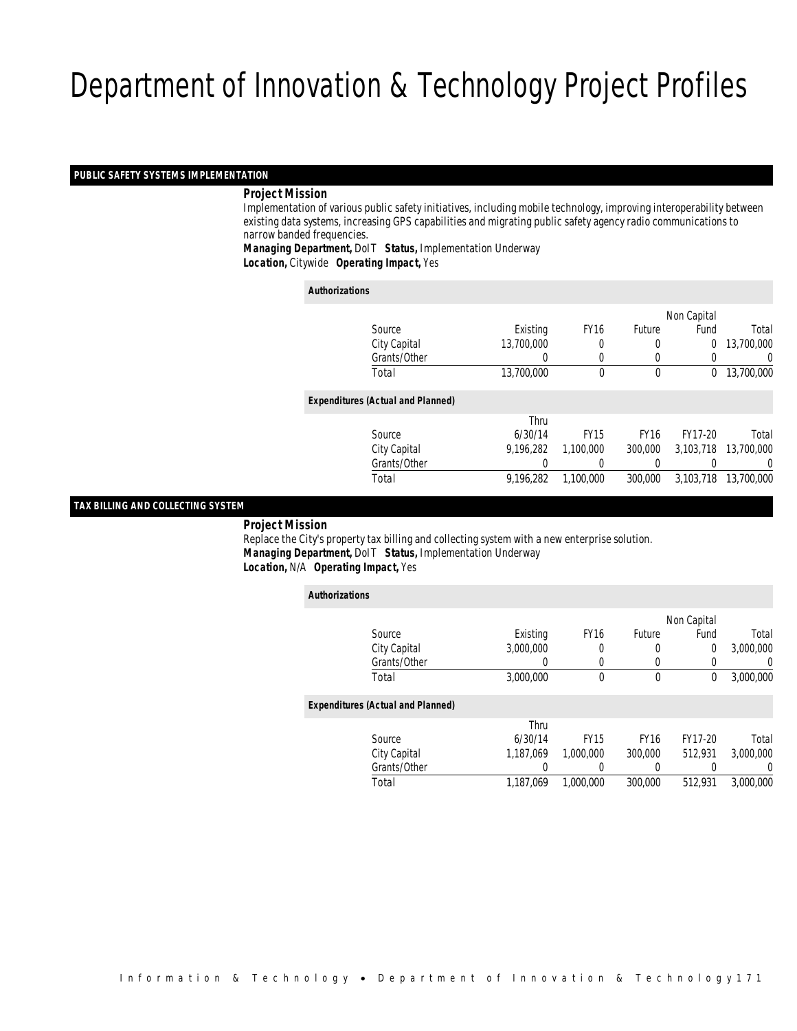# Department of Innovation & Technology Project Profiles

## PUBLIC SAFETY SYSTEMS IMPLEMENTATION

**Project Mission**

Implementation of various public safety initiatives, including mobile technology, improving interoperability between existing data systems, increasing GPS capabilities and migrating public safety agency radio communications to narrow banded frequencies.

**Managing Department,** DoIT **Status,** Implementation Underway
**Location,** Citywide **Operating Impact,** Yes

*Authorizations*

| Source | Existing | FY16 | Future | Non Capital Fund | Total |
|---|---|---|---|---|---|
| City Capital | 13,700,000 | 0 | 0 | 0 | 13,700,000 |
| Grants/Other | 0 | 0 | 0 | 0 | 0 |
| Total | 13,700,000 | 0 | 0 | 0 | 13,700,000 |

*Expenditures (Actual and Planned)*

| Source | Thru 6/30/14 | FY15 | FY16 | FY17-20 | Total |
|---|---|---|---|---|---|
| City Capital | 9,196,282 | 1,100,000 | 300,000 | 3,103,718 | 13,700,000 |
| Grants/Other | 0 | 0 | 0 | 0 | 0 |
| Total | 9,196,282 | 1,100,000 | 300,000 | 3,103,718 | 13,700,000 |

## TAX BILLING AND COLLECTING SYSTEM

**Project Mission**

Replace the City's property tax billing and collecting system with a new enterprise solution.

**Managing Department,** DoIT **Status,** Implementation Underway
**Location,** N/A **Operating Impact,** Yes

*Authorizations*

| Source | Existing | FY16 | Future | Non Capital Fund | Total |
|---|---|---|---|---|---|
| City Capital | 3,000,000 | 0 | 0 | 0 | 3,000,000 |
| Grants/Other | 0 | 0 | 0 | 0 | 0 |
| Total | 3,000,000 | 0 | 0 | 0 | 3,000,000 |

*Expenditures (Actual and Planned)*

| Source | Thru 6/30/14 | FY15 | FY16 | FY17-20 | Total |
|---|---|---|---|---|---|
| City Capital | 1,187,069 | 1,000,000 | 300,000 | 512,931 | 3,000,000 |
| Grants/Other | 0 | 0 | 0 | 0 | 0 |
| Total | 1,187,069 | 1,000,000 | 300,000 | 512,931 | 3,000,000 |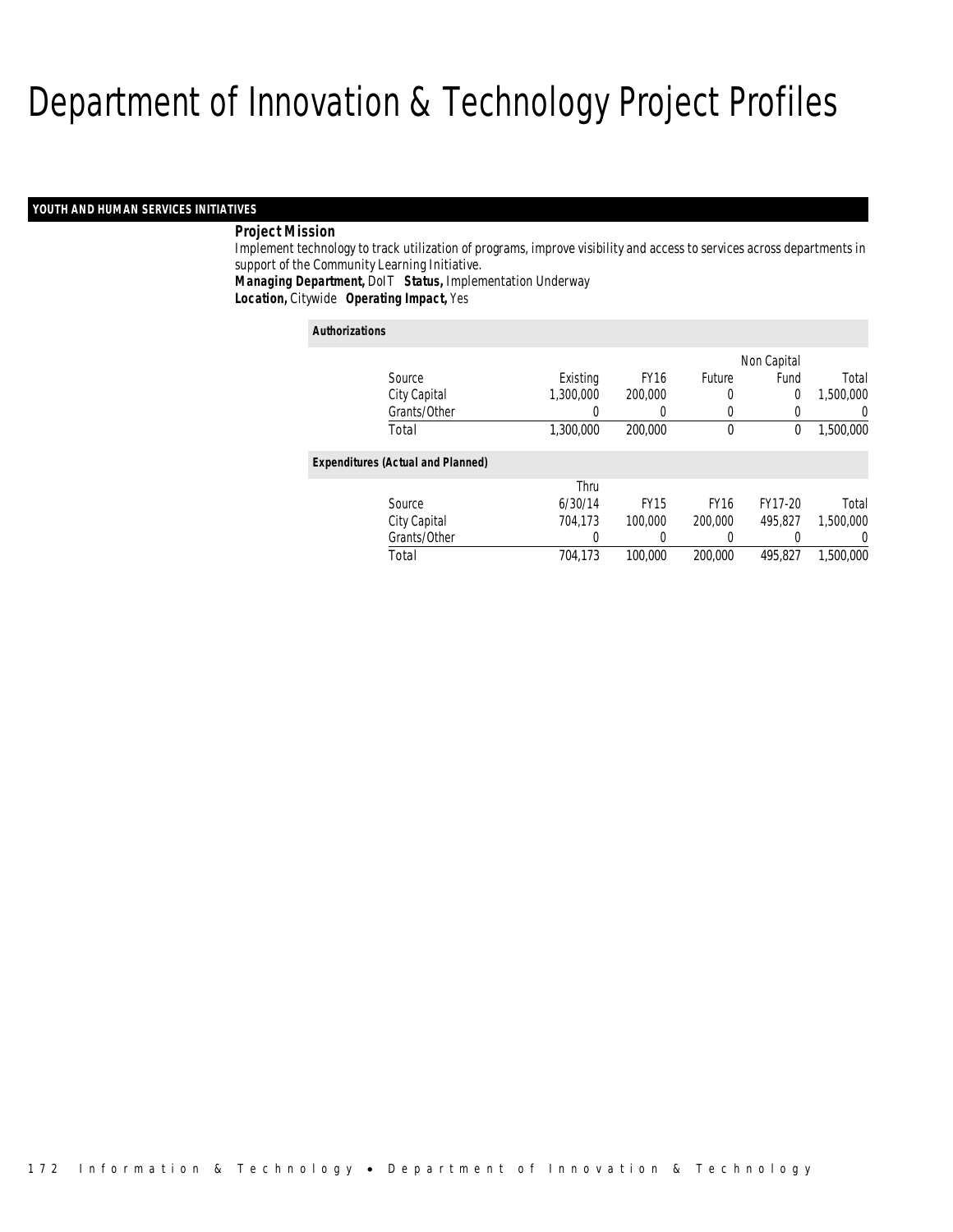# Department of Innovation & Technology Project Profiles

## YOUTH AND HUMAN SERVICES INITIATIVES

**Project Mission**

Implement technology to track utilization of programs, improve visibility and access to services across departments in support of the Community Learning Initiative.

***Managing Department,*** DoIT ***Status,*** Implementation Underway

***Location,*** Citywide ***Operating Impact,*** Yes

***Authorizations***

| Source | Existing | FY16 | Future | Non Capital Fund | Total |
|---|---|---|---|---|---|
| City Capital | 1,300,000 | 200,000 | 0 | 0 | 1,500,000 |
| Grants/Other | 0 | 0 | 0 | 0 | 0 |
| Total | 1,300,000 | 200,000 | 0 | 0 | 1,500,000 |

***Expenditures (Actual and Planned)***

| Source | Thru 6/30/14 | FY15 | FY16 | FY17-20 | Total |
|---|---|---|---|---|---|
| City Capital | 704,173 | 100,000 | 200,000 | 495,827 | 1,500,000 |
| Grants/Other | 0 | 0 | 0 | 0 | 0 |
| Total | 704,173 | 100,000 | 200,000 | 495,827 | 1,500,000 |